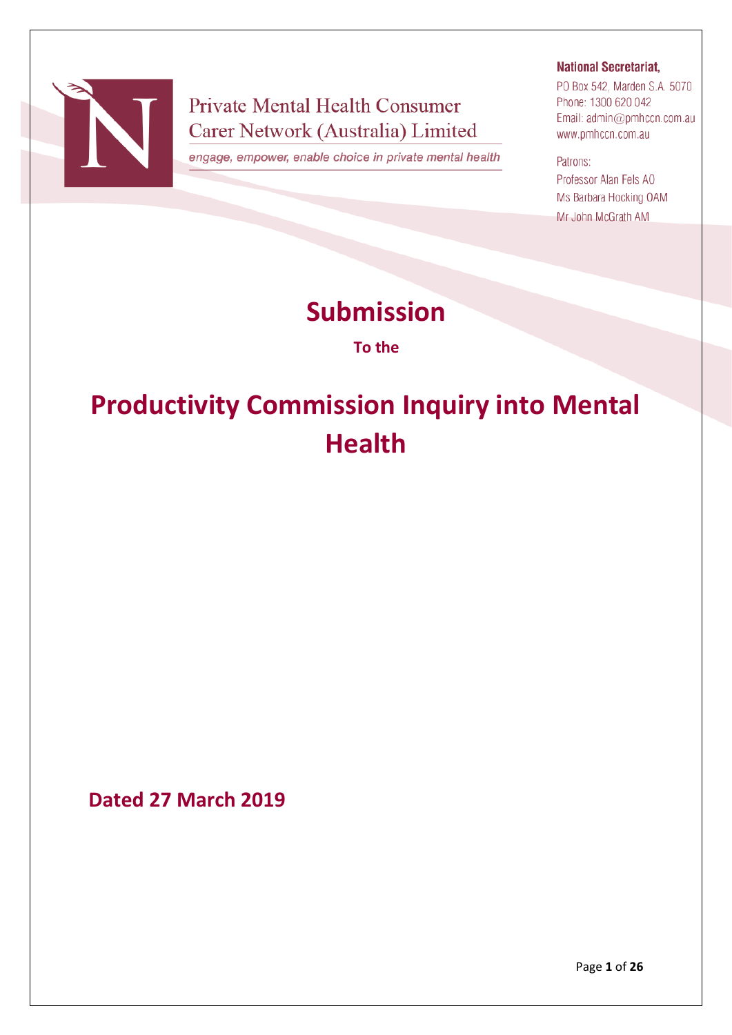Private Mental Health Consumer Carer Network (Australia) Limited

*engage, empower, enable choice in private mental health*

**National Secretariat,**

PO Box 542, Marden S.A. 5070
Phone: 1300 620 042
Email: admin@pmhccn.com.au
www.pmhccn.com.au

Patrons:
Professor Alan Fels AO
Ms Barbara Hocking OAM
Mr John McGrath AM

# Submission

**To the**

# Productivity Commission Inquiry into Mental Health

**Dated 27 March 2019**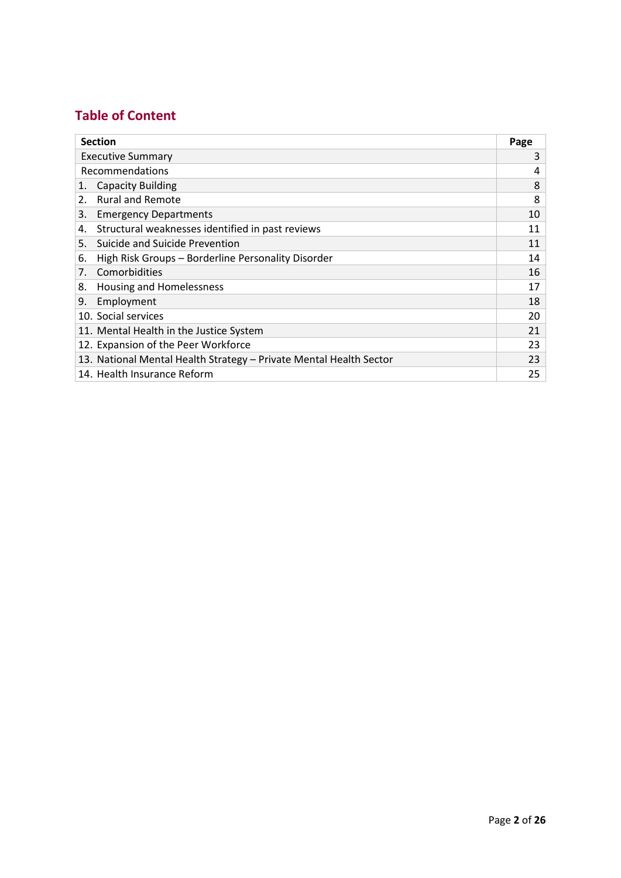## Table of Content

| Section | Page |
|---|---|
| Executive Summary | 3 |
| Recommendations | 4 |
| 1. Capacity Building | 8 |
| 2. Rural and Remote | 8 |
| 3. Emergency Departments | 10 |
| 4. Structural weaknesses identified in past reviews | 11 |
| 5. Suicide and Suicide Prevention | 11 |
| 6. High Risk Groups – Borderline Personality Disorder | 14 |
| 7. Comorbidities | 16 |
| 8. Housing and Homelessness | 17 |
| 9. Employment | 18 |
| 10. Social services | 20 |
| 11. Mental Health in the Justice System | 21 |
| 12. Expansion of the Peer Workforce | 23 |
| 13. National Mental Health Strategy – Private Mental Health Sector | 23 |
| 14. Health Insurance Reform | 25 |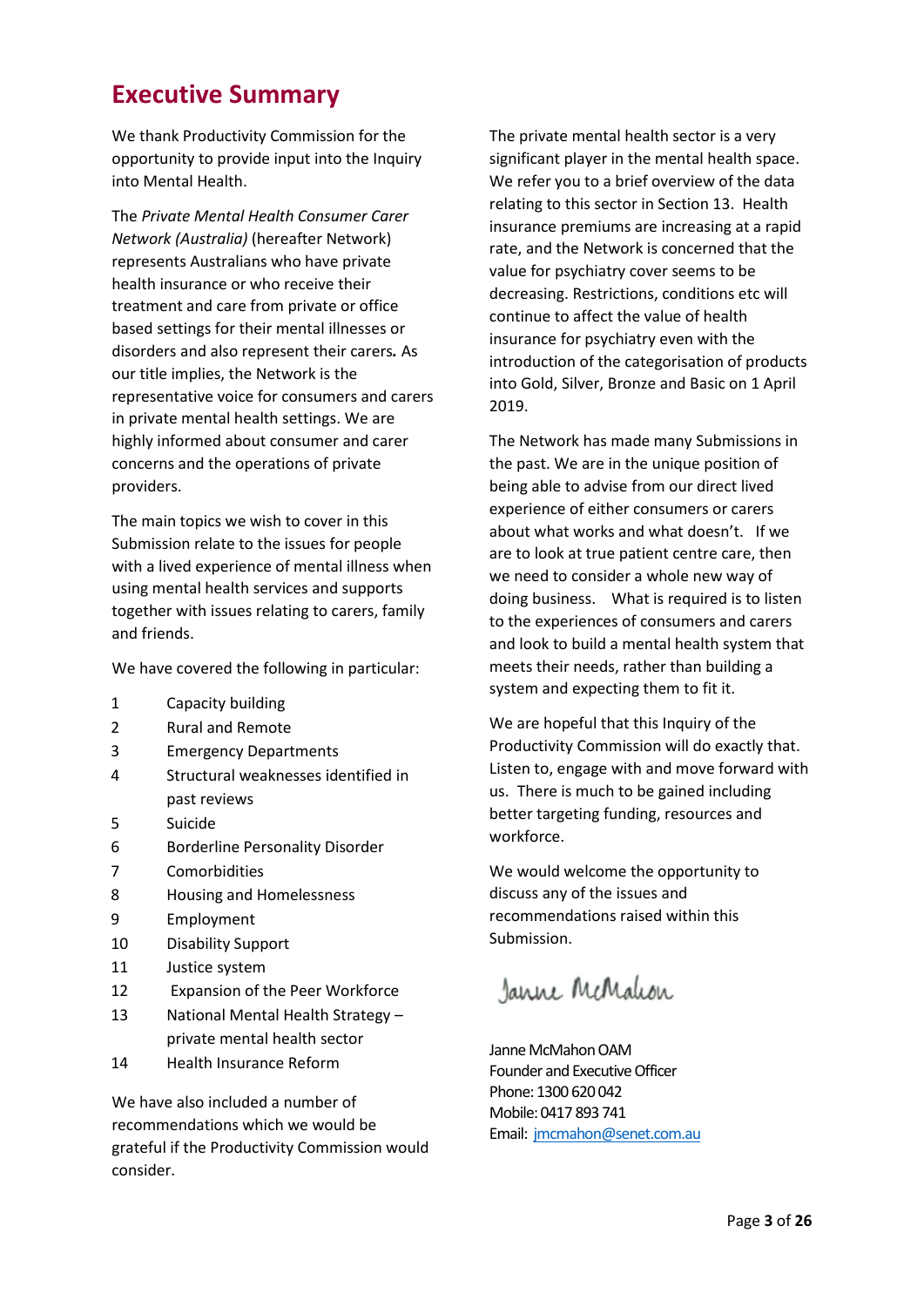# Executive Summary

We thank Productivity Commission for the opportunity to provide input into the Inquiry into Mental Health.

The *Private Mental Health Consumer Carer Network (Australia)* (hereafter Network) represents Australians who have private health insurance or who receive their treatment and care from private or office based settings for their mental illnesses or disorders and also represent their carers*.* As our title implies, the Network is the representative voice for consumers and carers in private mental health settings. We are highly informed about consumer and carer concerns and the operations of private providers.

The main topics we wish to cover in this Submission relate to the issues for people with a lived experience of mental illness when using mental health services and supports together with issues relating to carers, family and friends.

We have covered the following in particular:

1. Capacity building
2. Rural and Remote
3. Emergency Departments
4. Structural weaknesses identified in past reviews
5. Suicide
6. Borderline Personality Disorder
7. Comorbidities
8. Housing and Homelessness
9. Employment
10. Disability Support
11. Justice system
12. Expansion of the Peer Workforce
13. National Mental Health Strategy – private mental health sector
14. Health Insurance Reform

We have also included a number of recommendations which we would be grateful if the Productivity Commission would consider.

The private mental health sector is a very significant player in the mental health space. We refer you to a brief overview of the data relating to this sector in Section 13. Health insurance premiums are increasing at a rapid rate, and the Network is concerned that the value for psychiatry cover seems to be decreasing. Restrictions, conditions etc will continue to affect the value of health insurance for psychiatry even with the introduction of the categorisation of products into Gold, Silver, Bronze and Basic on 1 April 2019.

The Network has made many Submissions in the past. We are in the unique position of being able to advise from our direct lived experience of either consumers or carers about what works and what doesn't. If we are to look at true patient centre care, then we need to consider a whole new way of doing business. What is required is to listen to the experiences of consumers and carers and look to build a mental health system that meets their needs, rather than building a system and expecting them to fit it.

We are hopeful that this Inquiry of the Productivity Commission will do exactly that. Listen to, engage with and move forward with us. There is much to be gained including better targeting funding, resources and workforce.

We would welcome the opportunity to discuss any of the issues and recommendations raised within this Submission.

Janne McMahon

Janne McMahon OAM
Founder and Executive Officer
Phone: 1300 620 042
Mobile: 0417 893 741
Email: jmcmahon@senet.com.au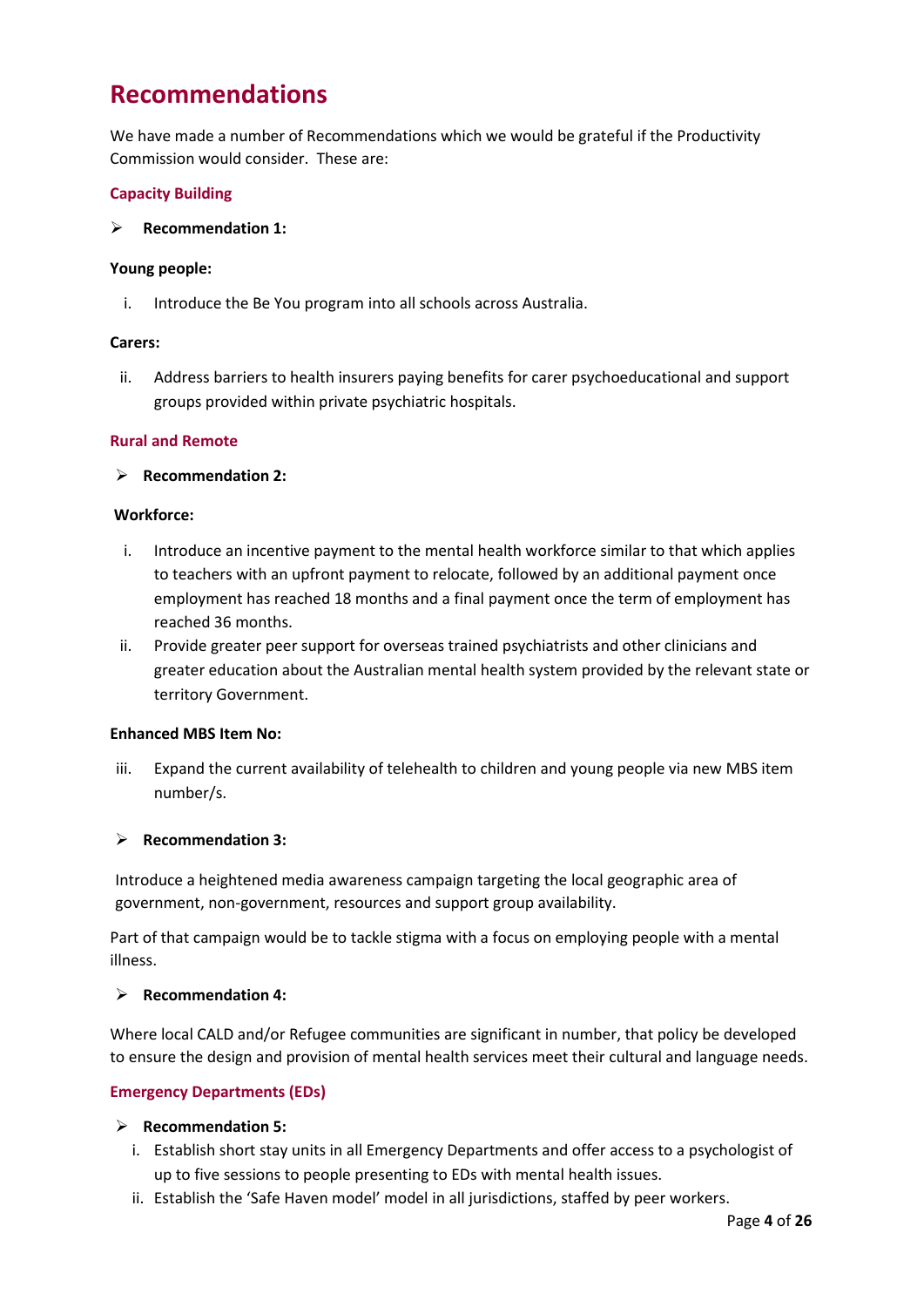# Recommendations

We have made a number of Recommendations which we would be grateful if the Productivity Commission would consider. These are:

## Capacity Building

- **Recommendation 1:**

**Young people:**

i. Introduce the Be You program into all schools across Australia.

**Carers:**

ii. Address barriers to health insurers paying benefits for carer psychoeducational and support groups provided within private psychiatric hospitals.

## Rural and Remote

- **Recommendation 2:**

**Workforce:**

i. Introduce an incentive payment to the mental health workforce similar to that which applies to teachers with an upfront payment to relocate, followed by an additional payment once employment has reached 18 months and a final payment once the term of employment has reached 36 months.

ii. Provide greater peer support for overseas trained psychiatrists and other clinicians and greater education about the Australian mental health system provided by the relevant state or territory Government.

**Enhanced MBS Item No:**

iii. Expand the current availability of telehealth to children and young people via new MBS item number/s.

- **Recommendation 3:**

Introduce a heightened media awareness campaign targeting the local geographic area of government, non-government, resources and support group availability.

Part of that campaign would be to tackle stigma with a focus on employing people with a mental illness.

- **Recommendation 4:**

Where local CALD and/or Refugee communities are significant in number, that policy be developed to ensure the design and provision of mental health services meet their cultural and language needs.

## Emergency Departments (EDs)

- **Recommendation 5:**

i. Establish short stay units in all Emergency Departments and offer access to a psychologist of up to five sessions to people presenting to EDs with mental health issues.

ii. Establish the 'Safe Haven model' model in all jurisdictions, staffed by peer workers.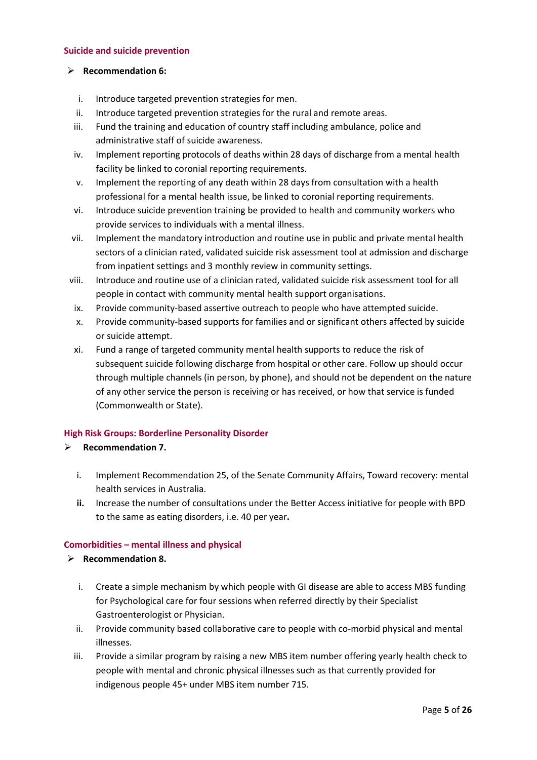### Suicide and suicide prevention

- **Recommendation 6:**

  i. Introduce targeted prevention strategies for men.
  ii. Introduce targeted prevention strategies for the rural and remote areas.
  iii. Fund the training and education of country staff including ambulance, police and administrative staff of suicide awareness.
  iv. Implement reporting protocols of deaths within 28 days of discharge from a mental health facility be linked to coronial reporting requirements.
  v. Implement the reporting of any death within 28 days from consultation with a health professional for a mental health issue, be linked to coronial reporting requirements.
  vi. Introduce suicide prevention training be provided to health and community workers who provide services to individuals with a mental illness.
  vii. Implement the mandatory introduction and routine use in public and private mental health sectors of a clinician rated, validated suicide risk assessment tool at admission and discharge from inpatient settings and 3 monthly review in community settings.
  viii. Introduce and routine use of a clinician rated, validated suicide risk assessment tool for all people in contact with community mental health support organisations.
  ix. Provide community-based assertive outreach to people who have attempted suicide.
  x. Provide community-based supports for families and or significant others affected by suicide or suicide attempt.
  xi. Fund a range of targeted community mental health supports to reduce the risk of subsequent suicide following discharge from hospital or other care. Follow up should occur through multiple channels (in person, by phone), and should not be dependent on the nature of any other service the person is receiving or has received, or how that service is funded (Commonwealth or State).

### High Risk Groups: Borderline Personality Disorder

- **Recommendation 7.**

  i. Implement Recommendation 25, of the Senate Community Affairs, Toward recovery: mental health services in Australia.
  **ii.** Increase the number of consultations under the Better Access initiative for people with BPD to the same as eating disorders, i.e. 40 per year**.**

### Comorbidities – mental illness and physical

- **Recommendation 8.**

  i. Create a simple mechanism by which people with GI disease are able to access MBS funding for Psychological care for four sessions when referred directly by their Specialist Gastroenterologist or Physician.
  ii. Provide community based collaborative care to people with co-morbid physical and mental illnesses.
  iii. Provide a similar program by raising a new MBS item number offering yearly health check to people with mental and chronic physical illnesses such as that currently provided for indigenous people 45+ under MBS item number 715.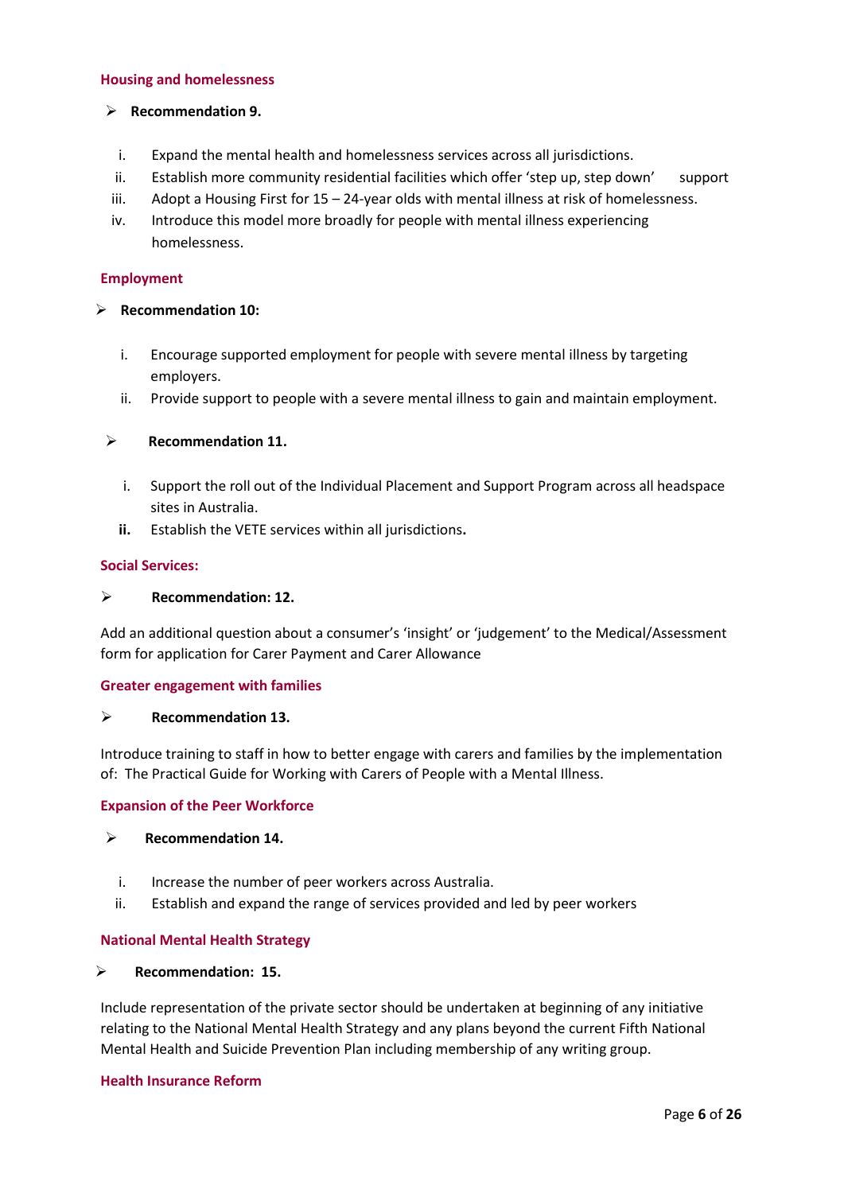### Housing and homelessness

- **Recommendation 9.**

  i. Expand the mental health and homelessness services across all jurisdictions.
  ii. Establish more community residential facilities which offer 'step up, step down' support
  iii. Adopt a Housing First for 15 – 24-year olds with mental illness at risk of homelessness.
  iv. Introduce this model more broadly for people with mental illness experiencing homelessness.

### Employment

- **Recommendation 10:**

  i. Encourage supported employment for people with severe mental illness by targeting employers.
  ii. Provide support to people with a severe mental illness to gain and maintain employment.

- **Recommendation 11.**

  i. Support the roll out of the Individual Placement and Support Program across all headspace sites in Australia.
  **ii.** Establish the VETE services within all jurisdictions**.**

### Social Services:

- **Recommendation: 12.**

Add an additional question about a consumer's 'insight' or 'judgement' to the Medical/Assessment form for application for Carer Payment and Carer Allowance

### Greater engagement with families

- **Recommendation 13.**

Introduce training to staff in how to better engage with carers and families by the implementation of: The Practical Guide for Working with Carers of People with a Mental Illness.

### Expansion of the Peer Workforce

- **Recommendation 14.**

  i. Increase the number of peer workers across Australia.
  ii. Establish and expand the range of services provided and led by peer workers

### National Mental Health Strategy

- **Recommendation: 15.**

Include representation of the private sector should be undertaken at beginning of any initiative relating to the National Mental Health Strategy and any plans beyond the current Fifth National Mental Health and Suicide Prevention Plan including membership of any writing group.

### Health Insurance Reform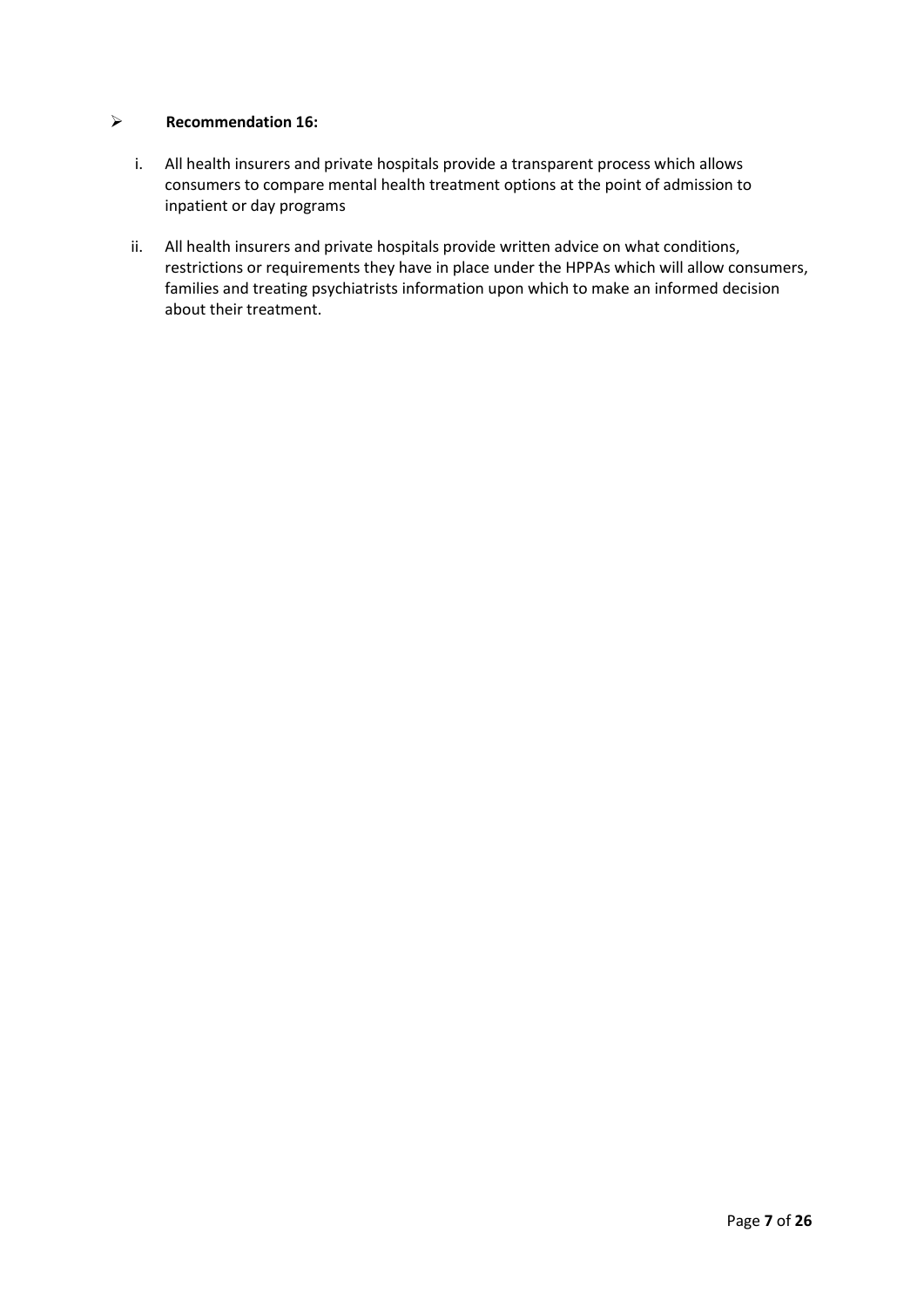- **Recommendation 16:**

    i. All health insurers and private hospitals provide a transparent process which allows consumers to compare mental health treatment options at the point of admission to inpatient or day programs

    ii. All health insurers and private hospitals provide written advice on what conditions, restrictions or requirements they have in place under the HPPAs which will allow consumers, families and treating psychiatrists information upon which to make an informed decision about their treatment.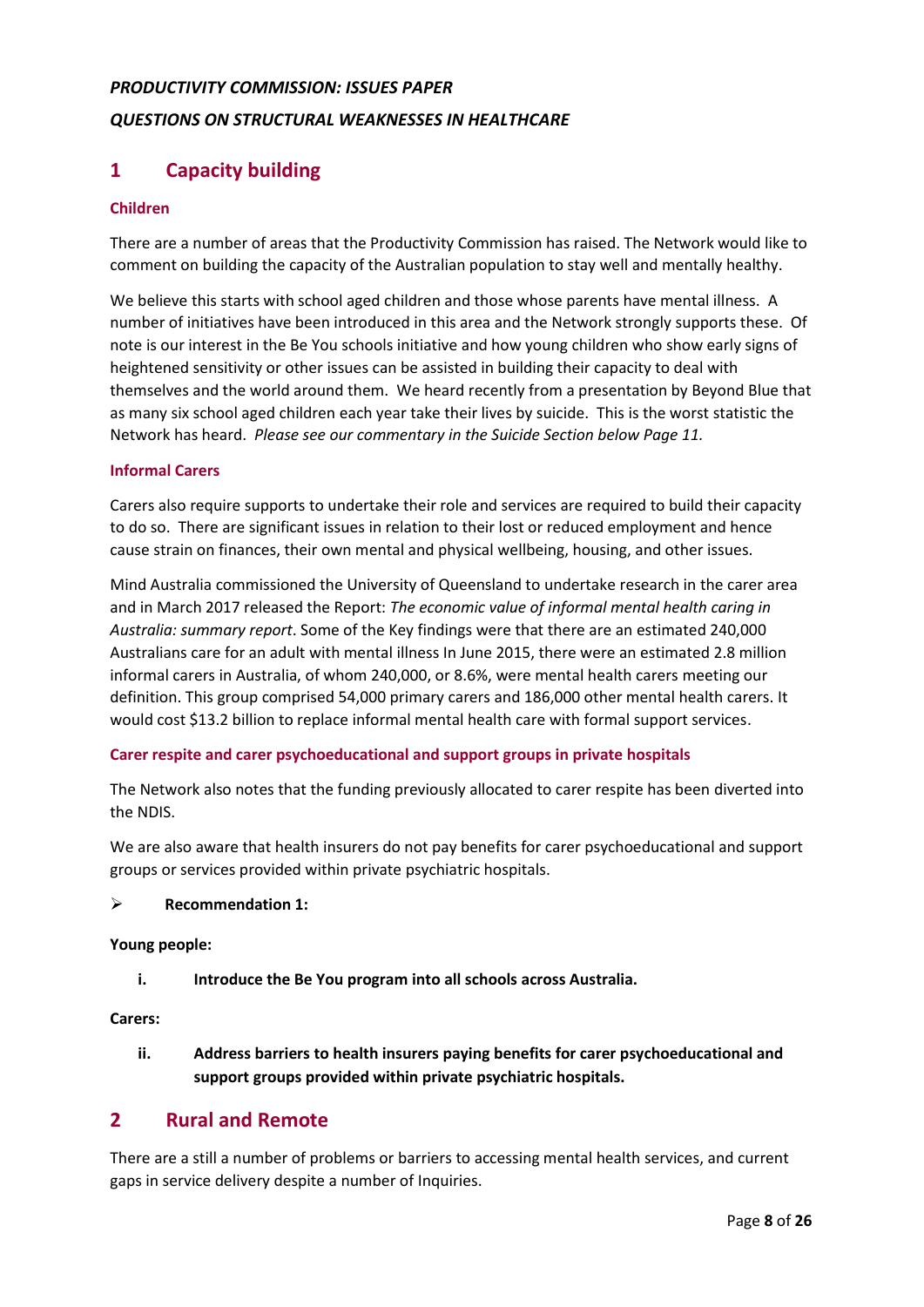***PRODUCTIVITY COMMISSION: ISSUES PAPER***

***QUESTIONS ON STRUCTURAL WEAKNESSES IN HEALTHCARE***

## 1 Capacity building

### Children

There are a number of areas that the Productivity Commission has raised. The Network would like to comment on building the capacity of the Australian population to stay well and mentally healthy.

We believe this starts with school aged children and those whose parents have mental illness. A number of initiatives have been introduced in this area and the Network strongly supports these. Of note is our interest in the Be You schools initiative and how young children who show early signs of heightened sensitivity or other issues can be assisted in building their capacity to deal with themselves and the world around them. We heard recently from a presentation by Beyond Blue that as many six school aged children each year take their lives by suicide. This is the worst statistic the Network has heard. *Please see our commentary in the Suicide Section below Page 11.*

### Informal Carers

Carers also require supports to undertake their role and services are required to build their capacity to do so. There are significant issues in relation to their lost or reduced employment and hence cause strain on finances, their own mental and physical wellbeing, housing, and other issues.

Mind Australia commissioned the University of Queensland to undertake research in the carer area and in March 2017 released the Report: *The economic value of informal mental health caring in Australia: summary report*. Some of the Key findings were that there are an estimated 240,000 Australians care for an adult with mental illness In June 2015, there were an estimated 2.8 million informal carers in Australia, of whom 240,000, or 8.6%, were mental health carers meeting our definition. This group comprised 54,000 primary carers and 186,000 other mental health carers. It would cost $13.2 billion to replace informal mental health care with formal support services.

### Carer respite and carer psychoeducational and support groups in private hospitals

The Network also notes that the funding previously allocated to carer respite has been diverted into the NDIS.

We are also aware that health insurers do not pay benefits for carer psychoeducational and support groups or services provided within private psychiatric hospitals.

- **Recommendation 1:**

**Young people:**

**i. Introduce the Be You program into all schools across Australia.**

**Carers:**

**ii. Address barriers to health insurers paying benefits for carer psychoeducational and support groups provided within private psychiatric hospitals.**

## 2 Rural and Remote

There are a still a number of problems or barriers to accessing mental health services, and current gaps in service delivery despite a number of Inquiries.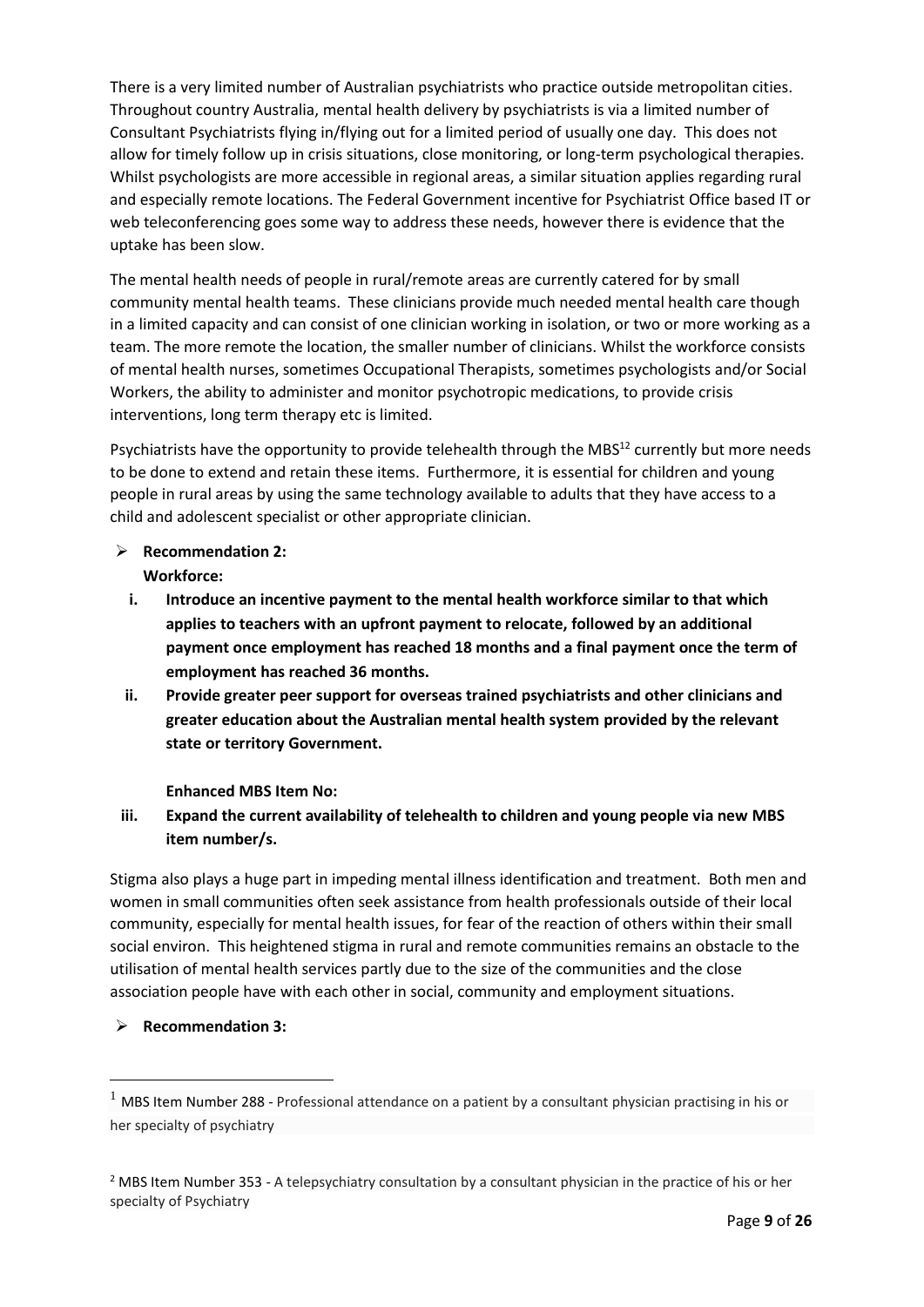There is a very limited number of Australian psychiatrists who practice outside metropolitan cities. Throughout country Australia, mental health delivery by psychiatrists is via a limited number of Consultant Psychiatrists flying in/flying out for a limited period of usually one day. This does not allow for timely follow up in crisis situations, close monitoring, or long-term psychological therapies. Whilst psychologists are more accessible in regional areas, a similar situation applies regarding rural and especially remote locations. The Federal Government incentive for Psychiatrist Office based IT or web teleconferencing goes some way to address these needs, however there is evidence that the uptake has been slow.

The mental health needs of people in rural/remote areas are currently catered for by small community mental health teams. These clinicians provide much needed mental health care though in a limited capacity and can consist of one clinician working in isolation, or two or more working as a team. The more remote the location, the smaller number of clinicians. Whilst the workforce consists of mental health nurses, sometimes Occupational Therapists, sometimes psychologists and/or Social Workers, the ability to administer and monitor psychotropic medications, to provide crisis interventions, long term therapy etc is limited.

Psychiatrists have the opportunity to provide telehealth through the MBS[12] currently but more needs to be done to extend and retain these items. Furthermore, it is essential for children and young people in rural areas by using the same technology available to adults that they have access to a child and adolescent specialist or other appropriate clinician.

- **Recommendation 2:**
  **Workforce:**
  - **i. Introduce an incentive payment to the mental health workforce similar to that which applies to teachers with an upfront payment to relocate, followed by an additional payment once employment has reached 18 months and a final payment once the term of employment has reached 36 months.**
  - **ii. Provide greater peer support for overseas trained psychiatrists and other clinicians and greater education about the Australian mental health system provided by the relevant state or territory Government.**

  **Enhanced MBS Item No:**
  - **iii. Expand the current availability of telehealth to children and young people via new MBS item number/s.**

Stigma also plays a huge part in impeding mental illness identification and treatment. Both men and women in small communities often seek assistance from health professionals outside of their local community, especially for mental health issues, for fear of the reaction of others within their small social environ. This heightened stigma in rural and remote communities remains an obstacle to the utilisation of mental health services partly due to the size of the communities and the close association people have with each other in social, community and employment situations.

- **Recommendation 3:**

---

[1] MBS Item Number 288 - Professional attendance on a patient by a consultant physician practising in his or her specialty of psychiatry

[2] MBS Item Number 353 - A telepsychiatry consultation by a consultant physician in the practice of his or her specialty of Psychiatry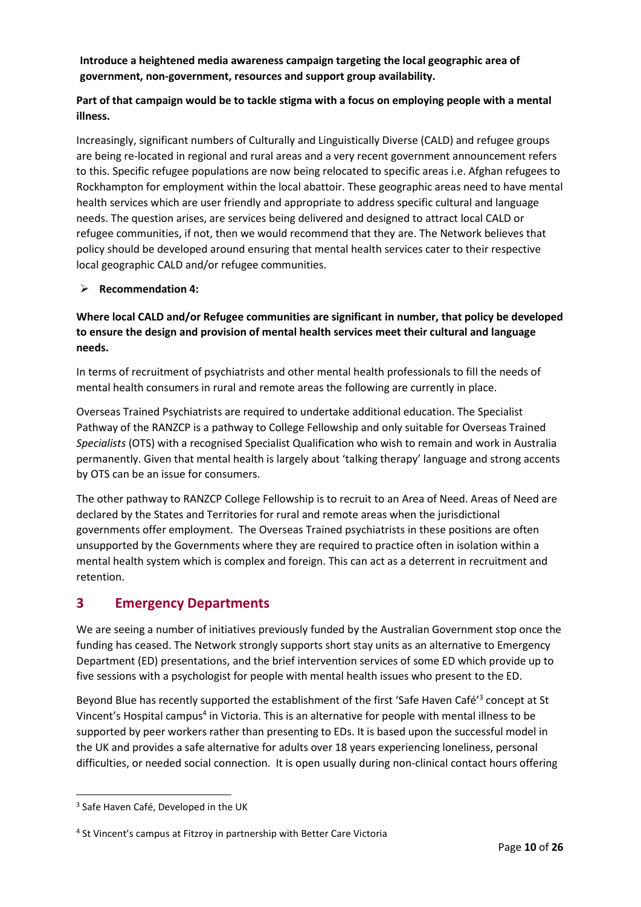**Introduce a heightened media awareness campaign targeting the local geographic area of government, non-government, resources and support group availability.**

**Part of that campaign would be to tackle stigma with a focus on employing people with a mental illness.**

Increasingly, significant numbers of Culturally and Linguistically Diverse (CALD) and refugee groups are being re-located in regional and rural areas and a very recent government announcement refers to this. Specific refugee populations are now being relocated to specific areas i.e. Afghan refugees to Rockhampton for employment within the local abattoir. These geographic areas need to have mental health services which are user friendly and appropriate to address specific cultural and language needs. The question arises, are services being delivered and designed to attract local CALD or refugee communities, if not, then we would recommend that they are. The Network believes that policy should be developed around ensuring that mental health services cater to their respective local geographic CALD and/or refugee communities.

- **Recommendation 4:**

**Where local CALD and/or Refugee communities are significant in number, that policy be developed to ensure the design and provision of mental health services meet their cultural and language needs.**

In terms of recruitment of psychiatrists and other mental health professionals to fill the needs of mental health consumers in rural and remote areas the following are currently in place.

Overseas Trained Psychiatrists are required to undertake additional education. The Specialist Pathway of the RANZCP is a pathway to College Fellowship and only suitable for Overseas Trained *Specialists* (OTS) with a recognised Specialist Qualification who wish to remain and work in Australia permanently. Given that mental health is largely about 'talking therapy' language and strong accents by OTS can be an issue for consumers.

The other pathway to RANZCP College Fellowship is to recruit to an Area of Need. Areas of Need are declared by the States and Territories for rural and remote areas when the jurisdictional governments offer employment. The Overseas Trained psychiatrists in these positions are often unsupported by the Governments where they are required to practice often in isolation within a mental health system which is complex and foreign. This can act as a deterrent in recruitment and retention.

## 3 Emergency Departments

We are seeing a number of initiatives previously funded by the Australian Government stop once the funding has ceased. The Network strongly supports short stay units as an alternative to Emergency Department (ED) presentations, and the brief intervention services of some ED which provide up to five sessions with a psychologist for people with mental health issues who present to the ED.

Beyond Blue has recently supported the establishment of the first 'Safe Haven Café'[3] concept at St Vincent's Hospital campus[4] in Victoria. This is an alternative for people with mental illness to be supported by peer workers rather than presenting to EDs. It is based upon the successful model in the UK and provides a safe alternative for adults over 18 years experiencing loneliness, personal difficulties, or needed social connection. It is open usually during non-clinical contact hours offering

[3] Safe Haven Café, Developed in the UK

[4] St Vincent's campus at Fitzroy in partnership with Better Care Victoria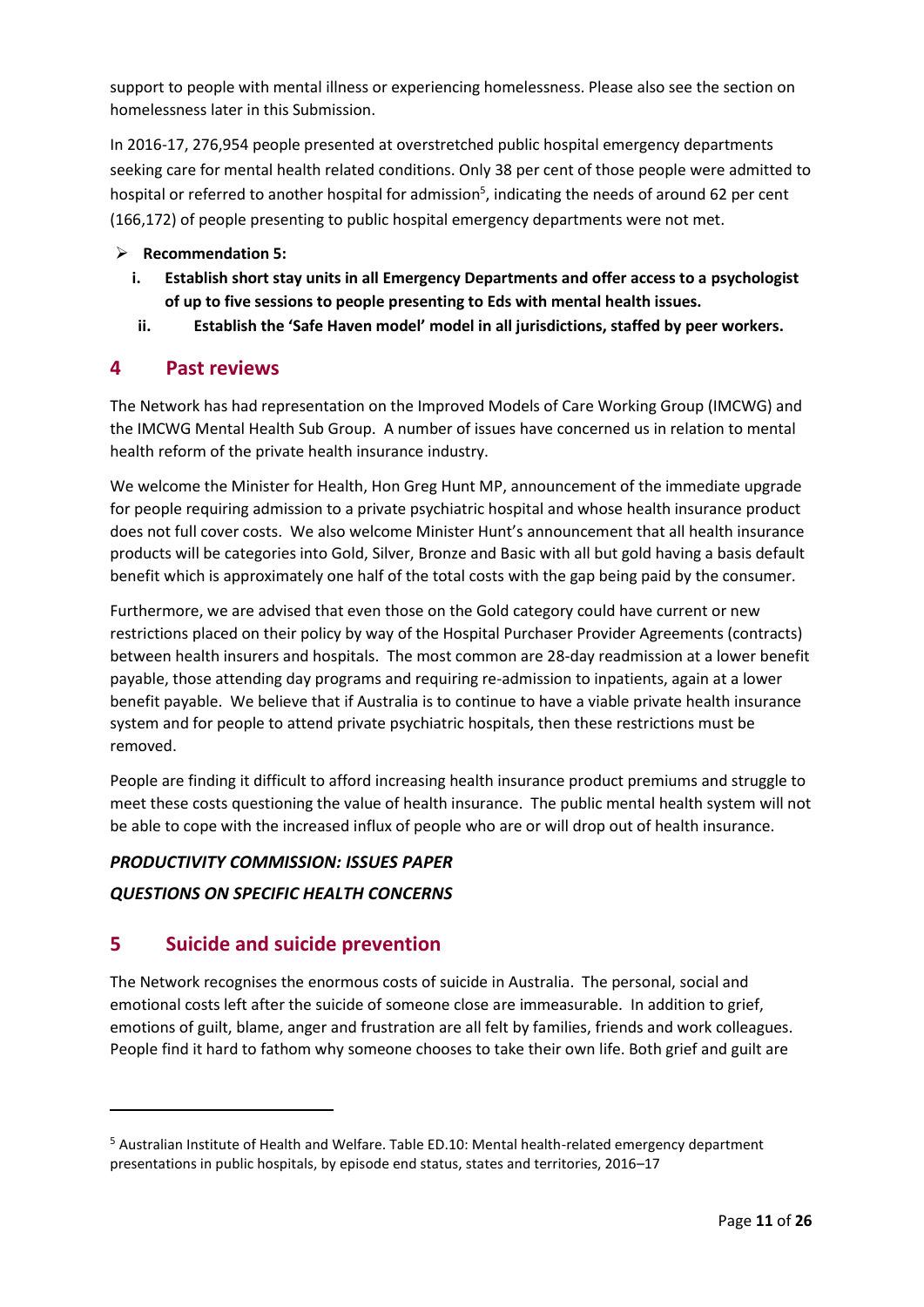support to people with mental illness or experiencing homelessness. Please also see the section on homelessness later in this Submission.

In 2016-17, 276,954 people presented at overstretched public hospital emergency departments seeking care for mental health related conditions. Only 38 per cent of those people were admitted to hospital or referred to another hospital for admission[5], indicating the needs of around 62 per cent (166,172) of people presenting to public hospital emergency departments were not met.

- **Recommendation 5:**
    - **i. Establish short stay units in all Emergency Departments and offer access to a psychologist of up to five sessions to people presenting to Eds with mental health issues.**
    - **ii. Establish the 'Safe Haven model' model in all jurisdictions, staffed by peer workers.**

## 4 Past reviews

The Network has had representation on the Improved Models of Care Working Group (IMCWG) and the IMCWG Mental Health Sub Group. A number of issues have concerned us in relation to mental health reform of the private health insurance industry.

We welcome the Minister for Health, Hon Greg Hunt MP, announcement of the immediate upgrade for people requiring admission to a private psychiatric hospital and whose health insurance product does not full cover costs. We also welcome Minister Hunt's announcement that all health insurance products will be categories into Gold, Silver, Bronze and Basic with all but gold having a basis default benefit which is approximately one half of the total costs with the gap being paid by the consumer.

Furthermore, we are advised that even those on the Gold category could have current or new restrictions placed on their policy by way of the Hospital Purchaser Provider Agreements (contracts) between health insurers and hospitals. The most common are 28-day readmission at a lower benefit payable, those attending day programs and requiring re-admission to inpatients, again at a lower benefit payable. We believe that if Australia is to continue to have a viable private health insurance system and for people to attend private psychiatric hospitals, then these restrictions must be removed.

People are finding it difficult to afford increasing health insurance product premiums and struggle to meet these costs questioning the value of health insurance. The public mental health system will not be able to cope with the increased influx of people who are or will drop out of health insurance.

***PRODUCTIVITY COMMISSION: ISSUES PAPER***

***QUESTIONS ON SPECIFIC HEALTH CONCERNS***

## 5 Suicide and suicide prevention

The Network recognises the enormous costs of suicide in Australia. The personal, social and emotional costs left after the suicide of someone close are immeasurable. In addition to grief, emotions of guilt, blame, anger and frustration are all felt by families, friends and work colleagues. People find it hard to fathom why someone chooses to take their own life. Both grief and guilt are

---

[5] Australian Institute of Health and Welfare. Table ED.10: Mental health-related emergency department presentations in public hospitals, by episode end status, states and territories, 2016–17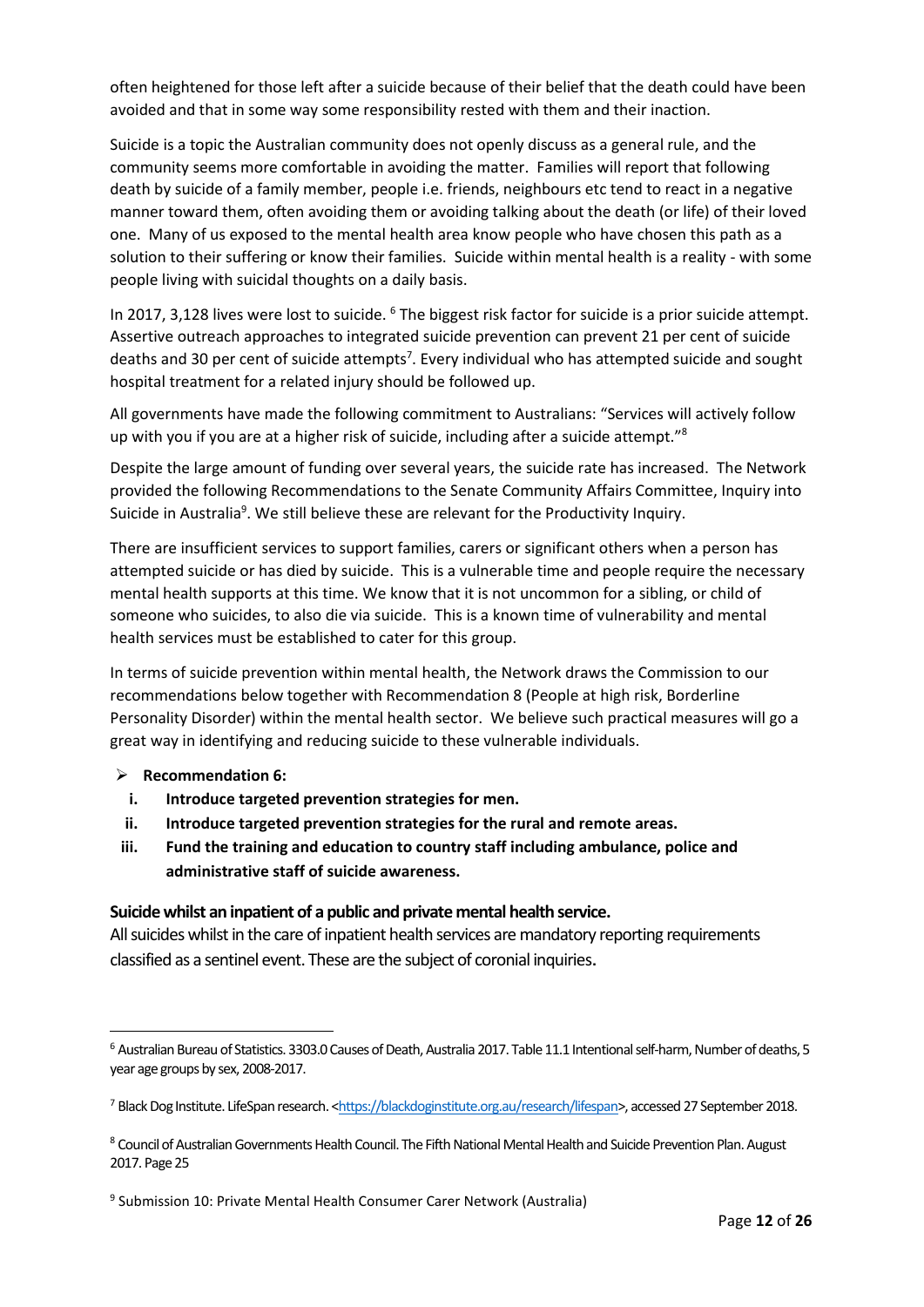often heightened for those left after a suicide because of their belief that the death could have been avoided and that in some way some responsibility rested with them and their inaction.

Suicide is a topic the Australian community does not openly discuss as a general rule, and the community seems more comfortable in avoiding the matter. Families will report that following death by suicide of a family member, people i.e. friends, neighbours etc tend to react in a negative manner toward them, often avoiding them or avoiding talking about the death (or life) of their loved one. Many of us exposed to the mental health area know people who have chosen this path as a solution to their suffering or know their families. Suicide within mental health is a reality - with some people living with suicidal thoughts on a daily basis.

In 2017, 3,128 lives were lost to suicide. [6] The biggest risk factor for suicide is a prior suicide attempt. Assertive outreach approaches to integrated suicide prevention can prevent 21 per cent of suicide deaths and 30 per cent of suicide attempts[7]. Every individual who has attempted suicide and sought hospital treatment for a related injury should be followed up.

All governments have made the following commitment to Australians: "Services will actively follow up with you if you are at a higher risk of suicide, including after a suicide attempt."[8]

Despite the large amount of funding over several years, the suicide rate has increased. The Network provided the following Recommendations to the Senate Community Affairs Committee, Inquiry into Suicide in Australia[9]. We still believe these are relevant for the Productivity Inquiry.

There are insufficient services to support families, carers or significant others when a person has attempted suicide or has died by suicide. This is a vulnerable time and people require the necessary mental health supports at this time. We know that it is not uncommon for a sibling, or child of someone who suicides, to also die via suicide. This is a known time of vulnerability and mental health services must be established to cater for this group.

In terms of suicide prevention within mental health, the Network draws the Commission to our recommendations below together with Recommendation 8 (People at high risk, Borderline Personality Disorder) within the mental health sector. We believe such practical measures will go a great way in identifying and reducing suicide to these vulnerable individuals.

- **Recommendation 6:**
  - i. **Introduce targeted prevention strategies for men.**
  - ii. **Introduce targeted prevention strategies for the rural and remote areas.**
  - iii. **Fund the training and education to country staff including ambulance, police and administrative staff of suicide awareness.**

**Suicide whilst an inpatient of a public and private mental health service.**

All suicides whilst in the care of inpatient health services are mandatory reporting requirements classified as a sentinel event. These are the subject of coronial inquiries.

---

[6] Australian Bureau of Statistics. 3303.0 Causes of Death, Australia 2017. Table 11.1 Intentional self-harm, Number of deaths, 5 year age groups by sex, 2008-2017.

[7] Black Dog Institute. LifeSpan research. <https://blackdoginstitute.org.au/research/lifespan>, accessed 27 September 2018.

[8] Council of Australian Governments Health Council. The Fifth National Mental Health and Suicide Prevention Plan. August 2017. Page 25

[9] Submission 10: Private Mental Health Consumer Carer Network (Australia)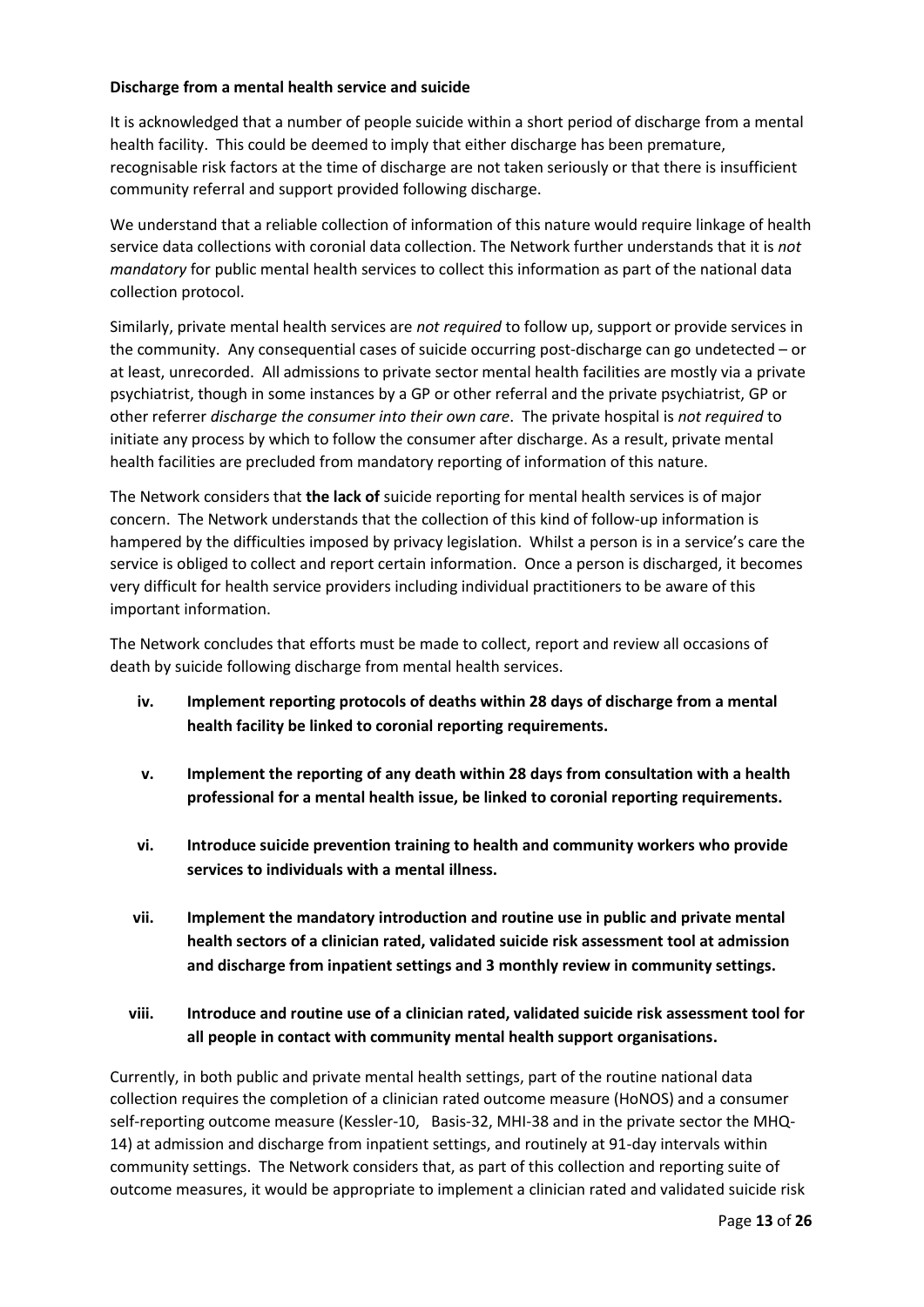**Discharge from a mental health service and suicide**

It is acknowledged that a number of people suicide within a short period of discharge from a mental health facility. This could be deemed to imply that either discharge has been premature, recognisable risk factors at the time of discharge are not taken seriously or that there is insufficient community referral and support provided following discharge.

We understand that a reliable collection of information of this nature would require linkage of health service data collections with coronial data collection. The Network further understands that it is *not mandatory* for public mental health services to collect this information as part of the national data collection protocol.

Similarly, private mental health services are *not required* to follow up, support or provide services in the community. Any consequential cases of suicide occurring post-discharge can go undetected – or at least, unrecorded. All admissions to private sector mental health facilities are mostly via a private psychiatrist, though in some instances by a GP or other referral and the private psychiatrist, GP or other referrer *discharge the consumer into their own care*. The private hospital is *not required* to initiate any process by which to follow the consumer after discharge. As a result, private mental health facilities are precluded from mandatory reporting of information of this nature.

The Network considers that **the lack of** suicide reporting for mental health services is of major concern. The Network understands that the collection of this kind of follow-up information is hampered by the difficulties imposed by privacy legislation. Whilst a person is in a service's care the service is obliged to collect and report certain information. Once a person is discharged, it becomes very difficult for health service providers including individual practitioners to be aware of this important information.

The Network concludes that efforts must be made to collect, report and review all occasions of death by suicide following discharge from mental health services.

- **iv. Implement reporting protocols of deaths within 28 days of discharge from a mental health facility be linked to coronial reporting requirements.**
- **v. Implement the reporting of any death within 28 days from consultation with a health professional for a mental health issue, be linked to coronial reporting requirements.**
- **vi. Introduce suicide prevention training to health and community workers who provide services to individuals with a mental illness.**
- **vii. Implement the mandatory introduction and routine use in public and private mental health sectors of a clinician rated, validated suicide risk assessment tool at admission and discharge from inpatient settings and 3 monthly review in community settings.**
- **viii. Introduce and routine use of a clinician rated, validated suicide risk assessment tool for all people in contact with community mental health support organisations.**

Currently, in both public and private mental health settings, part of the routine national data collection requires the completion of a clinician rated outcome measure (HoNOS) and a consumer self-reporting outcome measure (Kessler-10, Basis-32, MHI-38 and in the private sector the MHQ-14) at admission and discharge from inpatient settings, and routinely at 91-day intervals within community settings. The Network considers that, as part of this collection and reporting suite of outcome measures, it would be appropriate to implement a clinician rated and validated suicide risk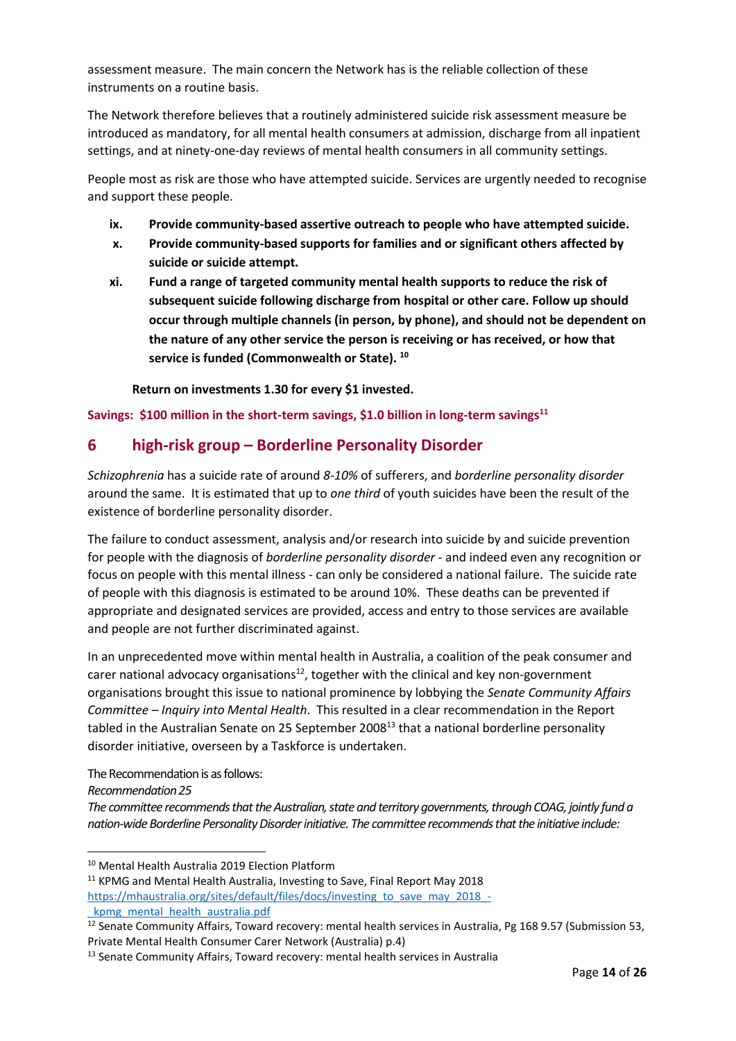assessment measure. The main concern the Network has is the reliable collection of these instruments on a routine basis.

The Network therefore believes that a routinely administered suicide risk assessment measure be introduced as mandatory, for all mental health consumers at admission, discharge from all inpatient settings, and at ninety-one-day reviews of mental health consumers in all community settings.

People most as risk are those who have attempted suicide. Services are urgently needed to recognise and support these people.

- **ix. Provide community-based assertive outreach to people who have attempted suicide.**
- **x. Provide community-based supports for families and or significant others affected by suicide or suicide attempt.**
- **xi. Fund a range of targeted community mental health supports to reduce the risk of subsequent suicide following discharge from hospital or other care. Follow up should occur through multiple channels (in person, by phone), and should not be dependent on the nature of any other service the person is receiving or has received, or how that service is funded (Commonwealth or State).** [10]

**Return on investments 1.30 for every $1 invested.**

**Savings: $100 million in the short-term savings, $1.0 billion in long-term savings**[11]

## 6 high-risk group – Borderline Personality Disorder

*Schizophrenia* has a suicide rate of around *8-10%* of sufferers, and *borderline personality disorder* around the same. It is estimated that up to *one third* of youth suicides have been the result of the existence of borderline personality disorder.

The failure to conduct assessment, analysis and/or research into suicide by and suicide prevention for people with the diagnosis of *borderline personality disorder* - and indeed even any recognition or focus on people with this mental illness - can only be considered a national failure. The suicide rate of people with this diagnosis is estimated to be around 10%. These deaths can be prevented if appropriate and designated services are provided, access and entry to those services are available and people are not further discriminated against.

In an unprecedented move within mental health in Australia, a coalition of the peak consumer and carer national advocacy organisations[12], together with the clinical and key non-government organisations brought this issue to national prominence by lobbying the *Senate Community Affairs Committee – Inquiry into Mental Health*. This resulted in a clear recommendation in the Report tabled in the Australian Senate on 25 September 2008[13] that a national borderline personality disorder initiative, overseen by a Taskforce is undertaken.

The Recommendation is as follows:

*Recommendation 25*

*The committee recommends that the Australian, state and territory governments, through COAG, jointly fund a nation-wide Borderline Personality Disorder initiative. The committee recommends that the initiative include:*

---

[10] Mental Health Australia 2019 Election Platform

[11] KPMG and Mental Health Australia, Investing to Save, Final Report May 2018 https://mhaustralia.org/sites/default/files/docs/investing_to_save_may_2018_-_kpmg_mental_health_australia.pdf

[12] Senate Community Affairs, Toward recovery: mental health services in Australia, Pg 168 9.57 (Submission 53, Private Mental Health Consumer Carer Network (Australia) p.4)

[13] Senate Community Affairs, Toward recovery: mental health services in Australia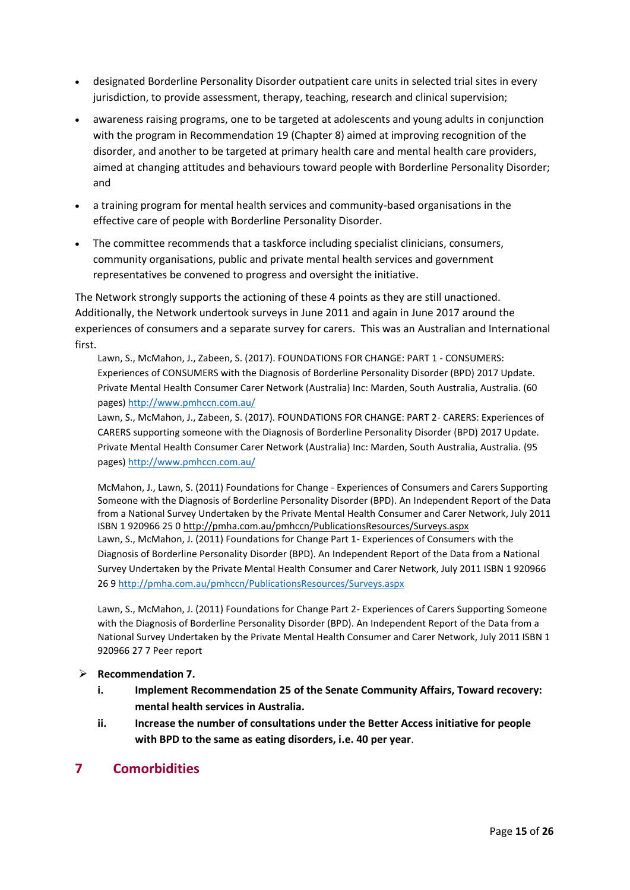- designated Borderline Personality Disorder outpatient care units in selected trial sites in every jurisdiction, to provide assessment, therapy, teaching, research and clinical supervision;
- awareness raising programs, one to be targeted at adolescents and young adults in conjunction with the program in Recommendation 19 (Chapter 8) aimed at improving recognition of the disorder, and another to be targeted at primary health care and mental health care providers, aimed at changing attitudes and behaviours toward people with Borderline Personality Disorder; and
- a training program for mental health services and community-based organisations in the effective care of people with Borderline Personality Disorder.
- The committee recommends that a taskforce including specialist clinicians, consumers, community organisations, public and private mental health services and government representatives be convened to progress and oversight the initiative.

The Network strongly supports the actioning of these 4 points as they are still unactioned. Additionally, the Network undertook surveys in June 2011 and again in June 2017 around the experiences of consumers and a separate survey for carers. This was an Australian and International first.

> Lawn, S., McMahon, J., Zabeen, S. (2017). FOUNDATIONS FOR CHANGE: PART 1 - CONSUMERS: Experiences of CONSUMERS with the Diagnosis of Borderline Personality Disorder (BPD) 2017 Update. Private Mental Health Consumer Carer Network (Australia) Inc: Marden, South Australia, Australia. (60 pages) http://www.pmhccn.com.au/
>
> Lawn, S., McMahon, J., Zabeen, S. (2017). FOUNDATIONS FOR CHANGE: PART 2- CARERS: Experiences of CARERS supporting someone with the Diagnosis of Borderline Personality Disorder (BPD) 2017 Update. Private Mental Health Consumer Carer Network (Australia) Inc: Marden, South Australia, Australia. (95 pages) http://www.pmhccn.com.au/
>
> McMahon, J., Lawn, S. (2011) Foundations for Change - Experiences of Consumers and Carers Supporting Someone with the Diagnosis of Borderline Personality Disorder (BPD). An Independent Report of the Data from a National Survey Undertaken by the Private Mental Health Consumer and Carer Network, July 2011 ISBN 1 920966 25 0 http://pmha.com.au/pmhccn/PublicationsResources/Surveys.aspx
>
> Lawn, S., McMahon, J. (2011) Foundations for Change Part 1- Experiences of Consumers with the Diagnosis of Borderline Personality Disorder (BPD). An Independent Report of the Data from a National Survey Undertaken by the Private Mental Health Consumer and Carer Network, July 2011 ISBN 1 920966 26 9 http://pmha.com.au/pmhccn/PublicationsResources/Surveys.aspx
>
> Lawn, S., McMahon, J. (2011) Foundations for Change Part 2- Experiences of Carers Supporting Someone with the Diagnosis of Borderline Personality Disorder (BPD). An Independent Report of the Data from a National Survey Undertaken by the Private Mental Health Consumer and Carer Network, July 2011 ISBN 1 920966 27 7 Peer report

- **Recommendation 7.**
  - **i. Implement Recommendation 25 of the Senate Community Affairs, Toward recovery: mental health services in Australia.**
  - **ii. Increase the number of consultations under the Better Access initiative for people with BPD to the same as eating disorders, i.e. 40 per year.**

## 7 Comorbidities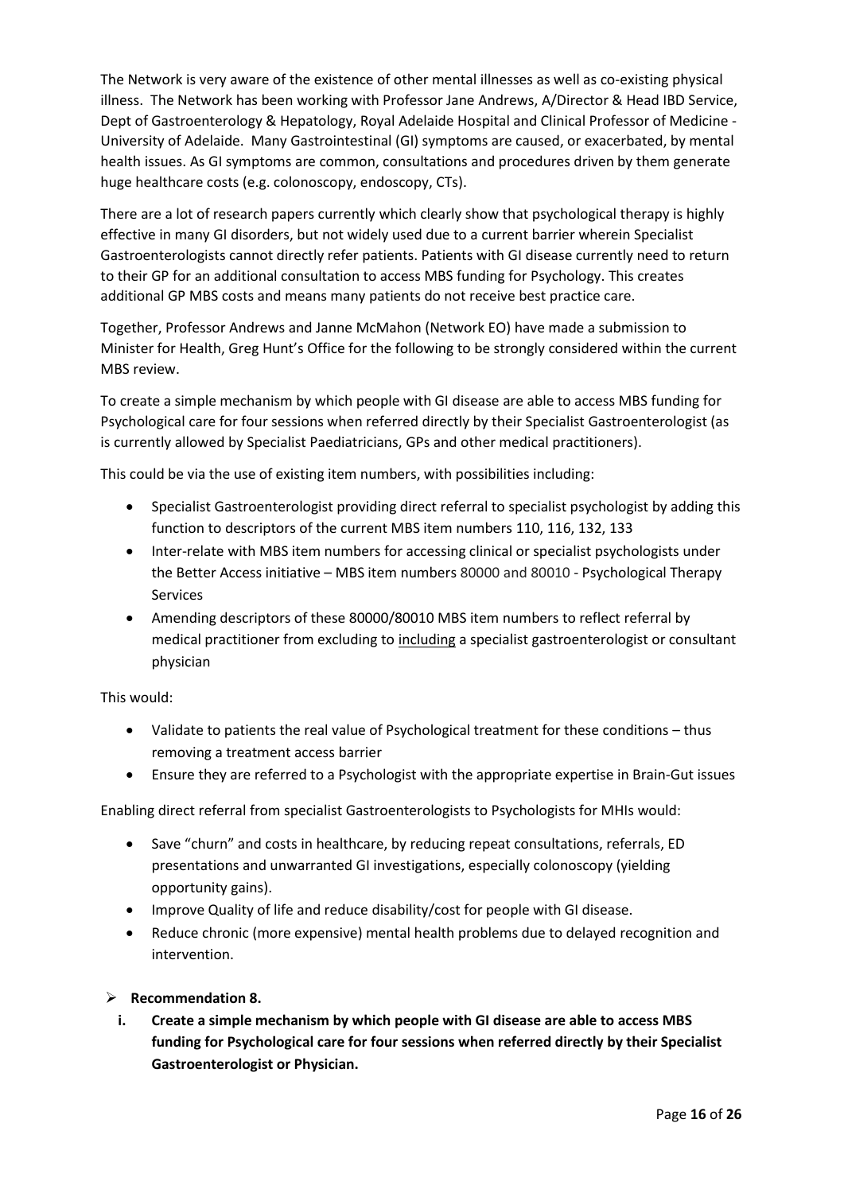The Network is very aware of the existence of other mental illnesses as well as co-existing physical illness. The Network has been working with Professor Jane Andrews, A/Director & Head IBD Service, Dept of Gastroenterology & Hepatology, Royal Adelaide Hospital and Clinical Professor of Medicine - University of Adelaide. Many Gastrointestinal (GI) symptoms are caused, or exacerbated, by mental health issues. As GI symptoms are common, consultations and procedures driven by them generate huge healthcare costs (e.g. colonoscopy, endoscopy, CTs).

There are a lot of research papers currently which clearly show that psychological therapy is highly effective in many GI disorders, but not widely used due to a current barrier wherein Specialist Gastroenterologists cannot directly refer patients. Patients with GI disease currently need to return to their GP for an additional consultation to access MBS funding for Psychology. This creates additional GP MBS costs and means many patients do not receive best practice care.

Together, Professor Andrews and Janne McMahon (Network EO) have made a submission to Minister for Health, Greg Hunt's Office for the following to be strongly considered within the current MBS review.

To create a simple mechanism by which people with GI disease are able to access MBS funding for Psychological care for four sessions when referred directly by their Specialist Gastroenterologist (as is currently allowed by Specialist Paediatricians, GPs and other medical practitioners).

This could be via the use of existing item numbers, with possibilities including:

- Specialist Gastroenterologist providing direct referral to specialist psychologist by adding this function to descriptors of the current MBS item numbers 110, 116, 132, 133
- Inter-relate with MBS item numbers for accessing clinical or specialist psychologists under the Better Access initiative – MBS item numbers 80000 and 80010 - Psychological Therapy Services
- Amending descriptors of these 80000/80010 MBS item numbers to reflect referral by medical practitioner from excluding to <u>including</u> a specialist gastroenterologist or consultant physician

This would:

- Validate to patients the real value of Psychological treatment for these conditions – thus removing a treatment access barrier
- Ensure they are referred to a Psychologist with the appropriate expertise in Brain-Gut issues

Enabling direct referral from specialist Gastroenterologists to Psychologists for MHIs would:

- Save "churn" and costs in healthcare, by reducing repeat consultations, referrals, ED presentations and unwarranted GI investigations, especially colonoscopy (yielding opportunity gains).
- Improve Quality of life and reduce disability/cost for people with GI disease.
- Reduce chronic (more expensive) mental health problems due to delayed recognition and intervention.

- **Recommendation 8.**

  i. **Create a simple mechanism by which people with GI disease are able to access MBS funding for Psychological care for four sessions when referred directly by their Specialist Gastroenterologist or Physician.**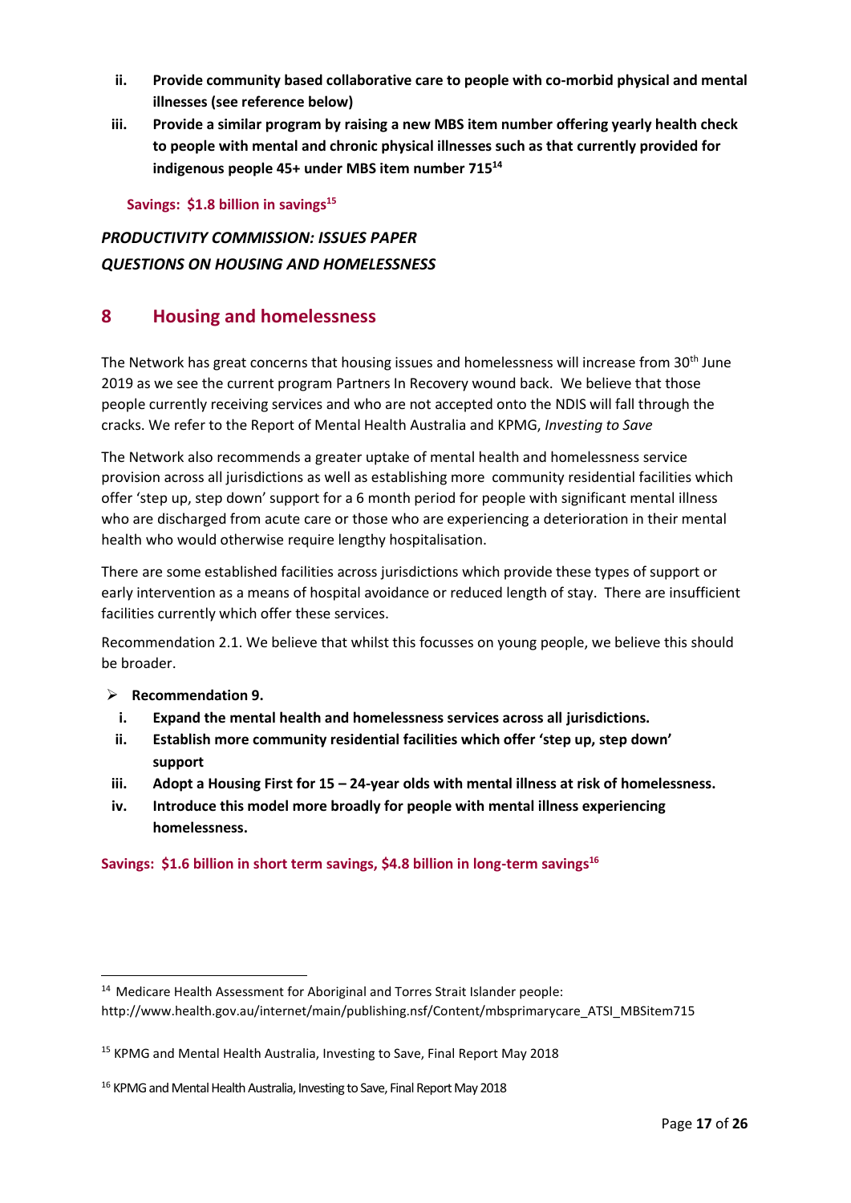ii. **Provide community based collaborative care to people with co-morbid physical and mental illnesses (see reference below)**

iii. **Provide a similar program by raising a new MBS item number offering yearly health check to people with mental and chronic physical illnesses such as that currently provided for indigenous people 45+ under MBS item number 715**[14]

**Savings: $1.8 billion in savings**[15]

***PRODUCTIVITY COMMISSION: ISSUES PAPER***
***QUESTIONS ON HOUSING AND HOMELESSNESS***

## 8 Housing and homelessness

The Network has great concerns that housing issues and homelessness will increase from 30th June 2019 as we see the current program Partners In Recovery wound back. We believe that those people currently receiving services and who are not accepted onto the NDIS will fall through the cracks. We refer to the Report of Mental Health Australia and KPMG, *Investing to Save*

The Network also recommends a greater uptake of mental health and homelessness service provision across all jurisdictions as well as establishing more community residential facilities which offer 'step up, step down' support for a 6 month period for people with significant mental illness who are discharged from acute care or those who are experiencing a deterioration in their mental health who would otherwise require lengthy hospitalisation.

There are some established facilities across jurisdictions which provide these types of support or early intervention as a means of hospital avoidance or reduced length of stay. There are insufficient facilities currently which offer these services.

Recommendation 2.1. We believe that whilst this focusses on young people, we believe this should be broader.

- **Recommendation 9.**
  i. **Expand the mental health and homelessness services across all jurisdictions.**
  ii. **Establish more community residential facilities which offer 'step up, step down' support**
  iii. **Adopt a Housing First for 15 – 24-year olds with mental illness at risk of homelessness.**
  iv. **Introduce this model more broadly for people with mental illness experiencing homelessness.**

**Savings: $1.6 billion in short term savings, $4.8 billion in long-term savings**[16]

---

[14] Medicare Health Assessment for Aboriginal and Torres Strait Islander people: http://www.health.gov.au/internet/main/publishing.nsf/Content/mbsprimarycare_ATSI_MBSitem715

[15] KPMG and Mental Health Australia, Investing to Save, Final Report May 2018

[16] KPMG and Mental Health Australia, Investing to Save, Final Report May 2018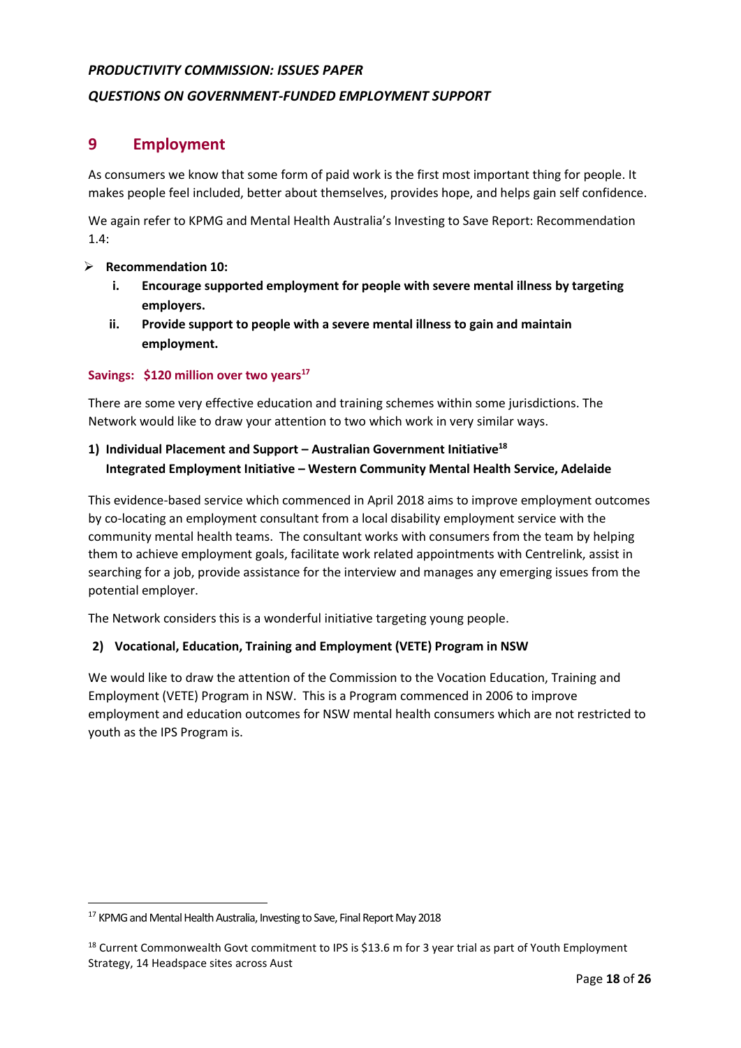*PRODUCTIVITY COMMISSION: ISSUES PAPER*

*QUESTIONS ON GOVERNMENT-FUNDED EMPLOYMENT SUPPORT*

## 9 Employment

As consumers we know that some form of paid work is the first most important thing for people. It makes people feel included, better about themselves, provides hope, and helps gain self confidence.

We again refer to KPMG and Mental Health Australia's Investing to Save Report: Recommendation 1.4:

- **Recommendation 10:**
  - i. **Encourage supported employment for people with severe mental illness by targeting employers.**
  - ii. **Provide support to people with a severe mental illness to gain and maintain employment.**

**Savings: $120 million over two years[17]**

There are some very effective education and training schemes within some jurisdictions. The Network would like to draw your attention to two which work in very similar ways.

**1) Individual Placement and Support – Australian Government Initiative[18]**
**Integrated Employment Initiative – Western Community Mental Health Service, Adelaide**

This evidence-based service which commenced in April 2018 aims to improve employment outcomes by co-locating an employment consultant from a local disability employment service with the community mental health teams. The consultant works with consumers from the team by helping them to achieve employment goals, facilitate work related appointments with Centrelink, assist in searching for a job, provide assistance for the interview and manages any emerging issues from the potential employer.

The Network considers this is a wonderful initiative targeting young people.

**2) Vocational, Education, Training and Employment (VETE) Program in NSW**

We would like to draw the attention of the Commission to the Vocation Education, Training and Employment (VETE) Program in NSW. This is a Program commenced in 2006 to improve employment and education outcomes for NSW mental health consumers which are not restricted to youth as the IPS Program is.

---

[17] KPMG and Mental Health Australia, Investing to Save, Final Report May 2018

[18] Current Commonwealth Govt commitment to IPS is $13.6 m for 3 year trial as part of Youth Employment Strategy, 14 Headspace sites across Aust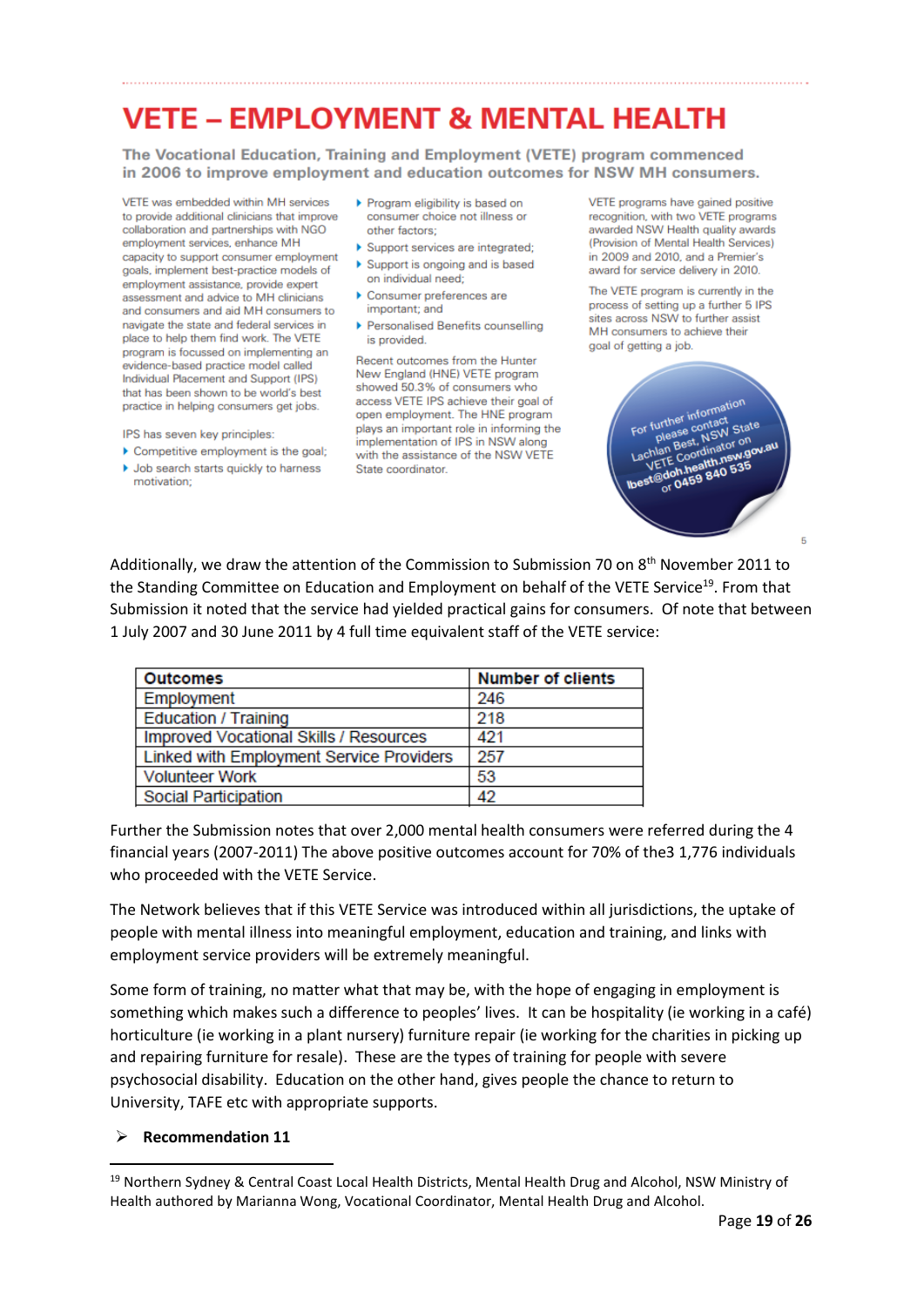# VETE – EMPLOYMENT & MENTAL HEALTH

**The Vocational Education, Training and Employment (VETE) program commenced in 2006 to improve employment and education outcomes for NSW MH consumers.**

VETE was embedded within MH services to provide additional clinicians that improve collaboration and partnerships with NGO employment services, enhance MH capacity to support consumer employment goals, implement best-practice models of employment assistance, provide expert assessment and advice to MH clinicians and consumers and aid MH consumers to navigate the state and federal services in place to help them find work. The VETE program is focussed on implementing an evidence-based practice model called Individual Placement and Support (IPS) that has been shown to be world's best practice in helping consumers get jobs.

IPS has seven key principles:

- Competitive employment is the goal;
- Job search starts quickly to harness motivation;
- Program eligibility is based on consumer choice not illness or other factors;
- Support services are integrated;
- Support is ongoing and is based on individual need;
- Consumer preferences are important; and
- Personalised Benefits counselling is provided.

Recent outcomes from the Hunter New England (HNE) VETE program showed 50.3% of consumers who access VETE IPS achieve their goal of open employment. The HNE program plays an important role in informing the implementation of IPS in NSW along with the assistance of the NSW VETE State coordinator.

VETE programs have gained positive recognition, with two VETE programs awarded NSW Health quality awards (Provision of Mental Health Services) in 2009 and 2010, and a Premier's award for service delivery in 2010.

The VETE program is currently in the process of setting up a further 5 IPS sites across NSW to further assist MH consumers to achieve their goal of getting a job.

For further information please contact Lachlan Best, NSW State VETE Coordinator on lbest@doh.health.nsw.gov.au or 0459 840 535

Additionally, we draw the attention of the Commission to Submission 70 on 8th November 2011 to the Standing Committee on Education and Employment on behalf of the VETE Service[19]. From that Submission it noted that the service had yielded practical gains for consumers. Of note that between 1 July 2007 and 30 June 2011 by 4 full time equivalent staff of the VETE service:

| Outcomes | Number of clients |
|---|---|
| Employment | 246 |
| Education / Training | 218 |
| Improved Vocational Skills / Resources | 421 |
| Linked with Employment Service Providers | 257 |
| Volunteer Work | 53 |
| Social Participation | 42 |

Further the Submission notes that over 2,000 mental health consumers were referred during the 4 financial years (2007-2011) The above positive outcomes account for 70% of the3 1,776 individuals who proceeded with the VETE Service.

The Network believes that if this VETE Service was introduced within all jurisdictions, the uptake of people with mental illness into meaningful employment, education and training, and links with employment service providers will be extremely meaningful.

Some form of training, no matter what that may be, with the hope of engaging in employment is something which makes such a difference to peoples' lives. It can be hospitality (ie working in a café) horticulture (ie working in a plant nursery) furniture repair (ie working for the charities in picking up and repairing furniture for resale). These are the types of training for people with severe psychosocial disability. Education on the other hand, gives people the chance to return to University, TAFE etc with appropriate supports.

- **Recommendation 11**

[19] Northern Sydney & Central Coast Local Health Districts, Mental Health Drug and Alcohol, NSW Ministry of Health authored by Marianna Wong, Vocational Coordinator, Mental Health Drug and Alcohol.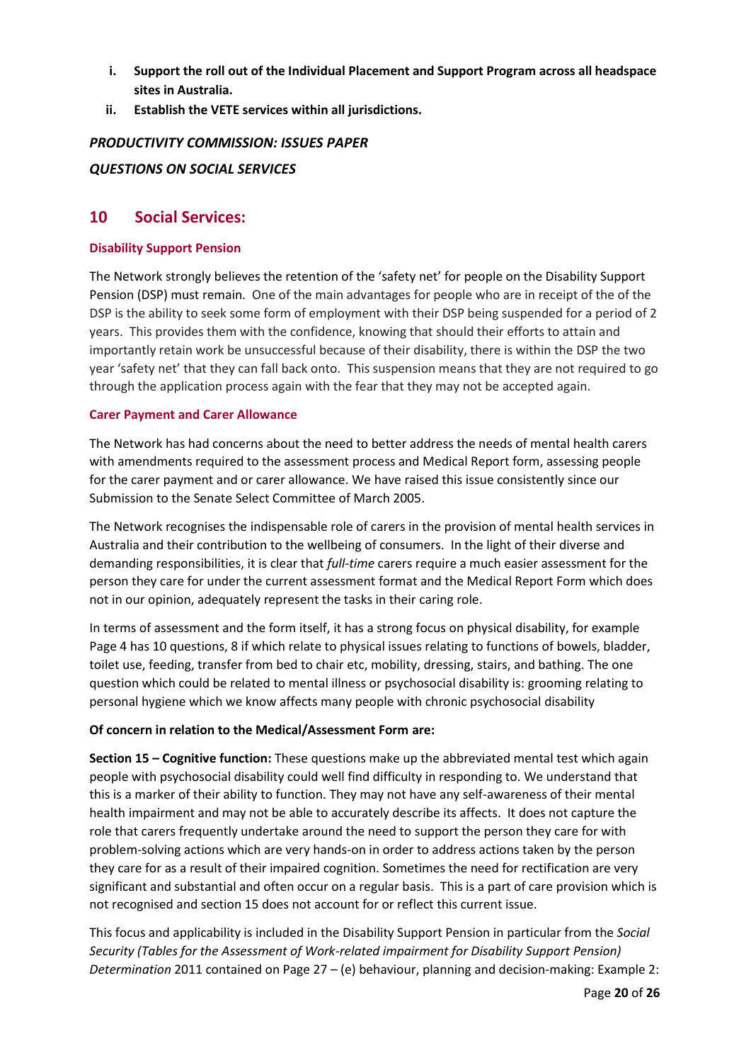i. **Support the roll out of the Individual Placement and Support Program across all headspace sites in Australia.**
ii. **Establish the VETE services within all jurisdictions.**

***PRODUCTIVITY COMMISSION: ISSUES PAPER***

***QUESTIONS ON SOCIAL SERVICES***

## 10 Social Services:

### Disability Support Pension

The Network strongly believes the retention of the 'safety net' for people on the Disability Support Pension (DSP) must remain. One of the main advantages for people who are in receipt of the of the DSP is the ability to seek some form of employment with their DSP being suspended for a period of 2 years. This provides them with the confidence, knowing that should their efforts to attain and importantly retain work be unsuccessful because of their disability, there is within the DSP the two year 'safety net' that they can fall back onto. This suspension means that they are not required to go through the application process again with the fear that they may not be accepted again.

### Carer Payment and Carer Allowance

The Network has had concerns about the need to better address the needs of mental health carers with amendments required to the assessment process and Medical Report form, assessing people for the carer payment and or carer allowance. We have raised this issue consistently since our Submission to the Senate Select Committee of March 2005.

The Network recognises the indispensable role of carers in the provision of mental health services in Australia and their contribution to the wellbeing of consumers. In the light of their diverse and demanding responsibilities, it is clear that *full-time* carers require a much easier assessment for the person they care for under the current assessment format and the Medical Report Form which does not in our opinion, adequately represent the tasks in their caring role.

In terms of assessment and the form itself, it has a strong focus on physical disability, for example Page 4 has 10 questions, 8 if which relate to physical issues relating to functions of bowels, bladder, toilet use, feeding, transfer from bed to chair etc, mobility, dressing, stairs, and bathing. The one question which could be related to mental illness or psychosocial disability is: grooming relating to personal hygiene which we know affects many people with chronic psychosocial disability

**Of concern in relation to the Medical/Assessment Form are:**

**Section 15 – Cognitive function:** These questions make up the abbreviated mental test which again people with psychosocial disability could well find difficulty in responding to. We understand that this is a marker of their ability to function. They may not have any self-awareness of their mental health impairment and may not be able to accurately describe its affects. It does not capture the role that carers frequently undertake around the need to support the person they care for with problem-solving actions which are very hands-on in order to address actions taken by the person they care for as a result of their impaired cognition. Sometimes the need for rectification are very significant and substantial and often occur on a regular basis. This is a part of care provision which is not recognised and section 15 does not account for or reflect this current issue.

This focus and applicability is included in the Disability Support Pension in particular from the *Social Security (Tables for the Assessment of Work-related impairment for Disability Support Pension) Determination* 2011 contained on Page 27 – (e) behaviour, planning and decision-making: Example 2: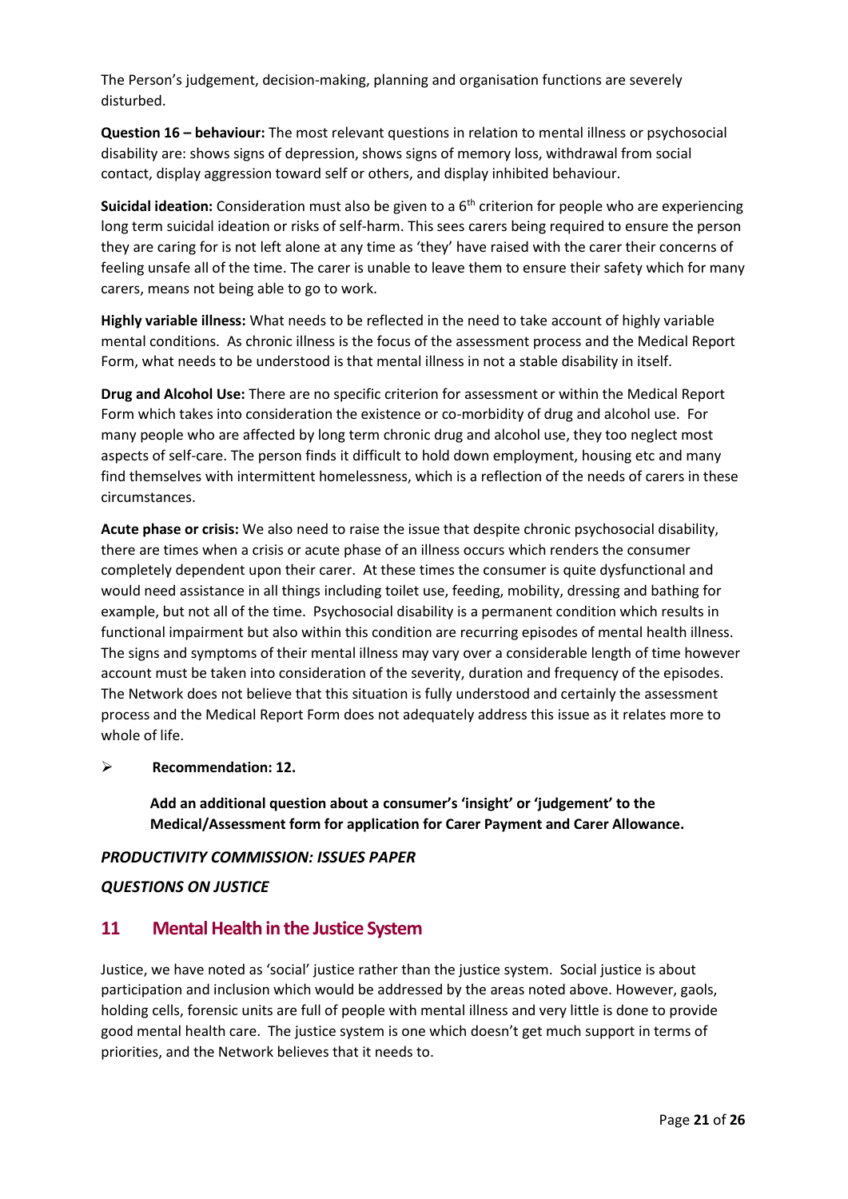The Person's judgement, decision-making, planning and organisation functions are severely disturbed.

**Question 16 – behaviour:** The most relevant questions in relation to mental illness or psychosocial disability are: shows signs of depression, shows signs of memory loss, withdrawal from social contact, display aggression toward self or others, and display inhibited behaviour.

**Suicidal ideation:** Consideration must also be given to a 6th criterion for people who are experiencing long term suicidal ideation or risks of self-harm. This sees carers being required to ensure the person they are caring for is not left alone at any time as 'they' have raised with the carer their concerns of feeling unsafe all of the time. The carer is unable to leave them to ensure their safety which for many carers, means not being able to go to work.

**Highly variable illness:** What needs to be reflected in the need to take account of highly variable mental conditions. As chronic illness is the focus of the assessment process and the Medical Report Form, what needs to be understood is that mental illness in not a stable disability in itself.

**Drug and Alcohol Use:** There are no specific criterion for assessment or within the Medical Report Form which takes into consideration the existence or co-morbidity of drug and alcohol use. For many people who are affected by long term chronic drug and alcohol use, they too neglect most aspects of self-care. The person finds it difficult to hold down employment, housing etc and many find themselves with intermittent homelessness, which is a reflection of the needs of carers in these circumstances.

**Acute phase or crisis:** We also need to raise the issue that despite chronic psychosocial disability, there are times when a crisis or acute phase of an illness occurs which renders the consumer completely dependent upon their carer. At these times the consumer is quite dysfunctional and would need assistance in all things including toilet use, feeding, mobility, dressing and bathing for example, but not all of the time. Psychosocial disability is a permanent condition which results in functional impairment but also within this condition are recurring episodes of mental health illness. The signs and symptoms of their mental illness may vary over a considerable length of time however account must be taken into consideration of the severity, duration and frequency of the episodes. The Network does not believe that this situation is fully understood and certainly the assessment process and the Medical Report Form does not adequately address this issue as it relates more to whole of life.

- **Recommendation: 12.**

  **Add an additional question about a consumer's 'insight' or 'judgement' to the Medical/Assessment form for application for Carer Payment and Carer Allowance.**

***PRODUCTIVITY COMMISSION: ISSUES PAPER***

***QUESTIONS ON JUSTICE***

## 11 Mental Health in the Justice System

Justice, we have noted as 'social' justice rather than the justice system. Social justice is about participation and inclusion which would be addressed by the areas noted above. However, gaols, holding cells, forensic units are full of people with mental illness and very little is done to provide good mental health care. The justice system is one which doesn't get much support in terms of priorities, and the Network believes that it needs to.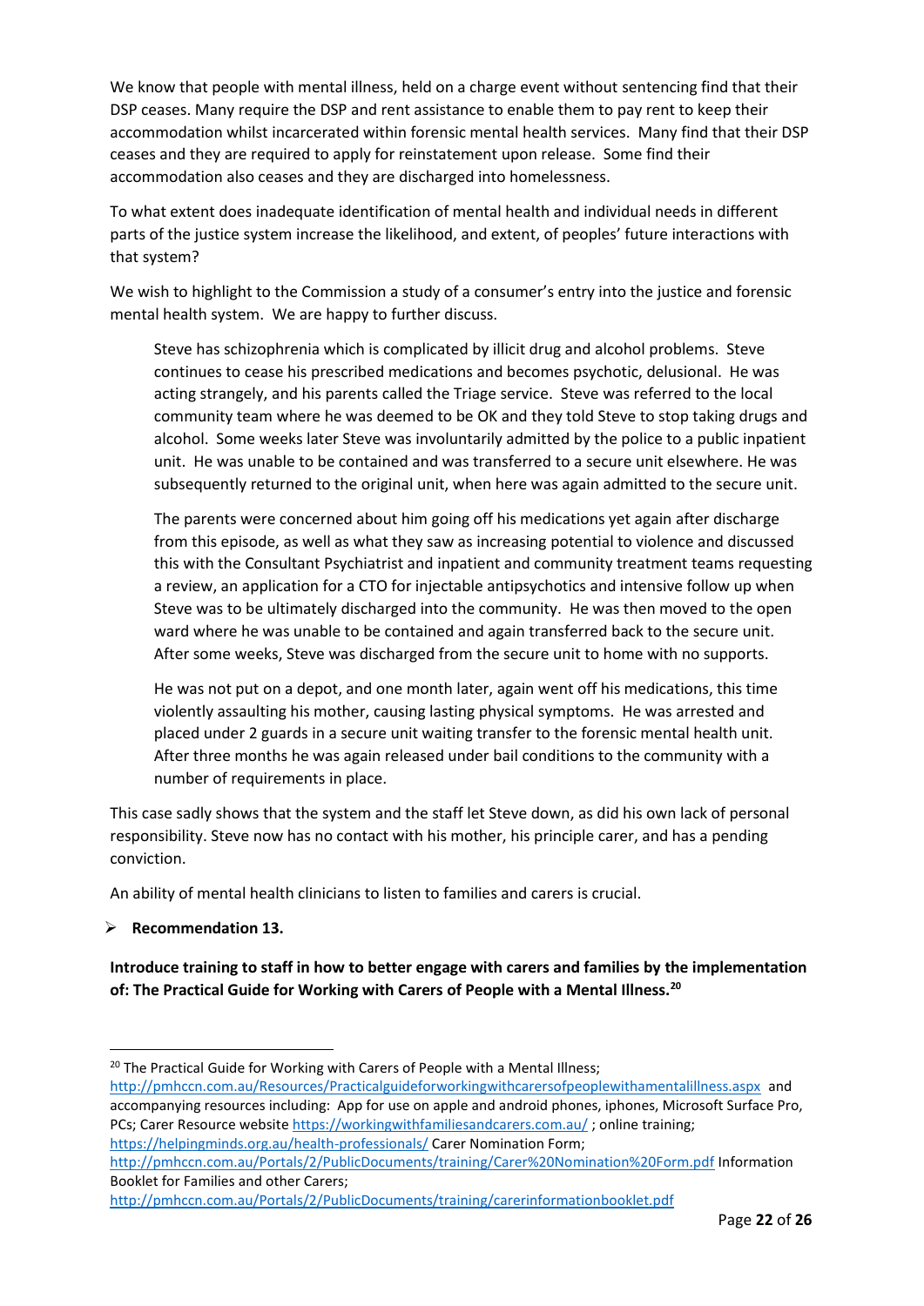We know that people with mental illness, held on a charge event without sentencing find that their DSP ceases. Many require the DSP and rent assistance to enable them to pay rent to keep their accommodation whilst incarcerated within forensic mental health services. Many find that their DSP ceases and they are required to apply for reinstatement upon release. Some find their accommodation also ceases and they are discharged into homelessness.

To what extent does inadequate identification of mental health and individual needs in different parts of the justice system increase the likelihood, and extent, of peoples' future interactions with that system?

We wish to highlight to the Commission a study of a consumer's entry into the justice and forensic mental health system. We are happy to further discuss.

> Steve has schizophrenia which is complicated by illicit drug and alcohol problems. Steve continues to cease his prescribed medications and becomes psychotic, delusional. He was acting strangely, and his parents called the Triage service. Steve was referred to the local community team where he was deemed to be OK and they told Steve to stop taking drugs and alcohol. Some weeks later Steve was involuntarily admitted by the police to a public inpatient unit. He was unable to be contained and was transferred to a secure unit elsewhere. He was subsequently returned to the original unit, when here was again admitted to the secure unit.
>
> The parents were concerned about him going off his medications yet again after discharge from this episode, as well as what they saw as increasing potential to violence and discussed this with the Consultant Psychiatrist and inpatient and community treatment teams requesting a review, an application for a CTO for injectable antipsychotics and intensive follow up when Steve was to be ultimately discharged into the community. He was then moved to the open ward where he was unable to be contained and again transferred back to the secure unit. After some weeks, Steve was discharged from the secure unit to home with no supports.
>
> He was not put on a depot, and one month later, again went off his medications, this time violently assaulting his mother, causing lasting physical symptoms. He was arrested and placed under 2 guards in a secure unit waiting transfer to the forensic mental health unit. After three months he was again released under bail conditions to the community with a number of requirements in place.

This case sadly shows that the system and the staff let Steve down, as did his own lack of personal responsibility. Steve now has no contact with his mother, his principle carer, and has a pending conviction.

An ability of mental health clinicians to listen to families and carers is crucial.

- **Recommendation 13.**

**Introduce training to staff in how to better engage with carers and families by the implementation of: The Practical Guide for Working with Carers of People with a Mental Illness.[20]**

---

[20] The Practical Guide for Working with Carers of People with a Mental Illness; http://pmhccn.com.au/Resources/Practicalguideforworkingwithcarersofpeoplewithamentalillness.aspx and accompanying resources including: App for use on apple and android phones, iphones, Microsoft Surface Pro, PCs; Carer Resource website https://workingwithfamiliesandcarers.com.au/ ; online training; https://helpingminds.org.au/health-professionals/ Carer Nomination Form; http://pmhccn.com.au/Portals/2/PublicDocuments/training/Carer%20Nomination%20Form.pdf Information Booklet for Families and other Carers; http://pmhccn.com.au/Portals/2/PublicDocuments/training/carerinformationbooklet.pdf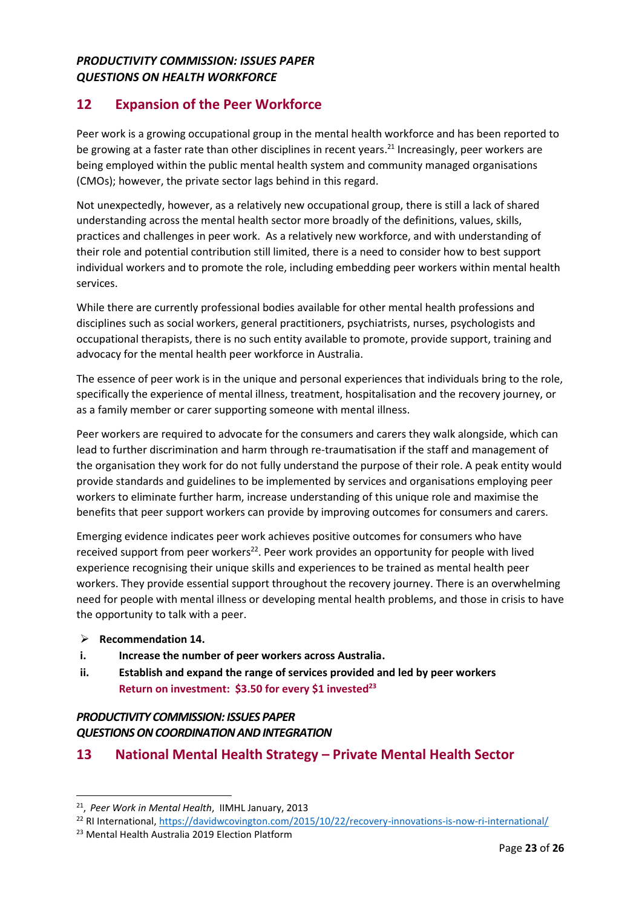***PRODUCTIVITY COMMISSION: ISSUES PAPER***
***QUESTIONS ON HEALTH WORKFORCE***

## 12 Expansion of the Peer Workforce

Peer work is a growing occupational group in the mental health workforce and has been reported to be growing at a faster rate than other disciplines in recent years.[21] Increasingly, peer workers are being employed within the public mental health system and community managed organisations (CMOs); however, the private sector lags behind in this regard.

Not unexpectedly, however, as a relatively new occupational group, there is still a lack of shared understanding across the mental health sector more broadly of the definitions, values, skills, practices and challenges in peer work. As a relatively new workforce, and with understanding of their role and potential contribution still limited, there is a need to consider how to best support individual workers and to promote the role, including embedding peer workers within mental health services.

While there are currently professional bodies available for other mental health professions and disciplines such as social workers, general practitioners, psychiatrists, nurses, psychologists and occupational therapists, there is no such entity available to promote, provide support, training and advocacy for the mental health peer workforce in Australia.

The essence of peer work is in the unique and personal experiences that individuals bring to the role, specifically the experience of mental illness, treatment, hospitalisation and the recovery journey, or as a family member or carer supporting someone with mental illness.

Peer workers are required to advocate for the consumers and carers they walk alongside, which can lead to further discrimination and harm through re-traumatisation if the staff and management of the organisation they work for do not fully understand the purpose of their role. A peak entity would provide standards and guidelines to be implemented by services and organisations employing peer workers to eliminate further harm, increase understanding of this unique role and maximise the benefits that peer support workers can provide by improving outcomes for consumers and carers.

Emerging evidence indicates peer work achieves positive outcomes for consumers who have received support from peer workers[22]. Peer work provides an opportunity for people with lived experience recognising their unique skills and experiences to be trained as mental health peer workers. They provide essential support throughout the recovery journey. There is an overwhelming need for people with mental illness or developing mental health problems, and those in crisis to have the opportunity to talk with a peer.

- **Recommendation 14.**

i. **Increase the number of peer workers across Australia.**

ii. **Establish and expand the range of services provided and led by peer workers**
**Return on investment: $3.50 for every $1 invested[23]**

***PRODUCTIVITY COMMISSION: ISSUES PAPER***
***QUESTIONS ON COORDINATION AND INTEGRATION***

## 13 National Mental Health Strategy – Private Mental Health Sector

[21], *Peer Work in Mental Health*, IIMHL January, 2013

[22] RI International, https://davidwcovington.com/2015/10/22/recovery-innovations-is-now-ri-international/

[23] Mental Health Australia 2019 Election Platform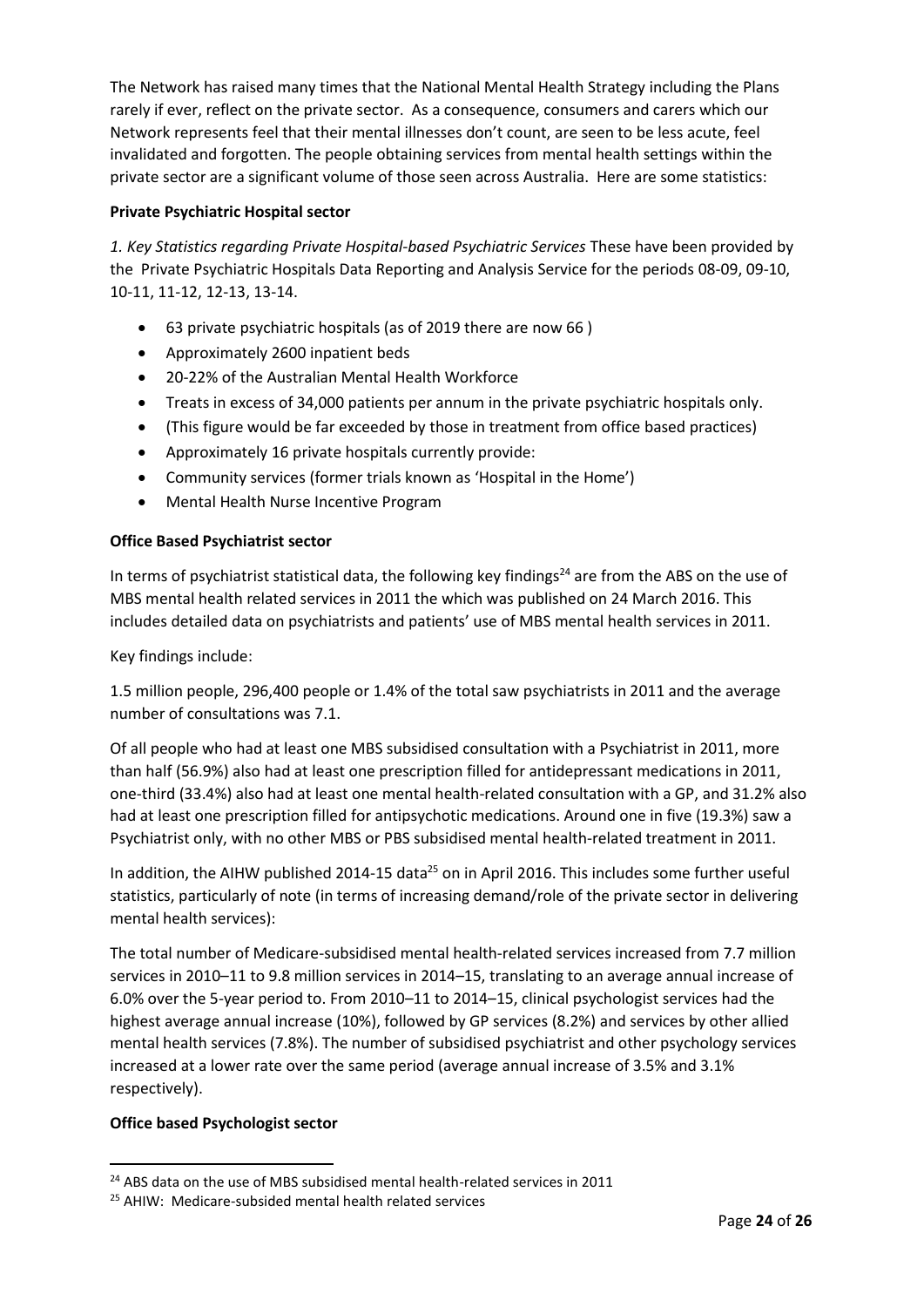The Network has raised many times that the National Mental Health Strategy including the Plans rarely if ever, reflect on the private sector. As a consequence, consumers and carers which our Network represents feel that their mental illnesses don't count, are seen to be less acute, feel invalidated and forgotten. The people obtaining services from mental health settings within the private sector are a significant volume of those seen across Australia. Here are some statistics:

**Private Psychiatric Hospital sector**

*1. Key Statistics regarding Private Hospital-based Psychiatric Services* These have been provided by the Private Psychiatric Hospitals Data Reporting and Analysis Service for the periods 08-09, 09-10, 10-11, 11-12, 12-13, 13-14.

- 63 private psychiatric hospitals (as of 2019 there are now 66 )
- Approximately 2600 inpatient beds
- 20-22% of the Australian Mental Health Workforce
- Treats in excess of 34,000 patients per annum in the private psychiatric hospitals only.
- (This figure would be far exceeded by those in treatment from office based practices)
- Approximately 16 private hospitals currently provide:
- Community services (former trials known as 'Hospital in the Home')
- Mental Health Nurse Incentive Program

**Office Based Psychiatrist sector**

In terms of psychiatrist statistical data, the following key findings[24] are from the ABS on the use of MBS mental health related services in 2011 the which was published on 24 March 2016. This includes detailed data on psychiatrists and patients' use of MBS mental health services in 2011.

Key findings include:

1.5 million people, 296,400 people or 1.4% of the total saw psychiatrists in 2011 and the average number of consultations was 7.1.

Of all people who had at least one MBS subsidised consultation with a Psychiatrist in 2011, more than half (56.9%) also had at least one prescription filled for antidepressant medications in 2011, one-third (33.4%) also had at least one mental health-related consultation with a GP, and 31.2% also had at least one prescription filled for antipsychotic medications. Around one in five (19.3%) saw a Psychiatrist only, with no other MBS or PBS subsidised mental health-related treatment in 2011.

In addition, the AIHW published 2014-15 data[25] on in April 2016. This includes some further useful statistics, particularly of note (in terms of increasing demand/role of the private sector in delivering mental health services):

The total number of Medicare-subsidised mental health-related services increased from 7.7 million services in 2010–11 to 9.8 million services in 2014–15, translating to an average annual increase of 6.0% over the 5-year period to. From 2010–11 to 2014–15, clinical psychologist services had the highest average annual increase (10%), followed by GP services (8.2%) and services by other allied mental health services (7.8%). The number of subsidised psychiatrist and other psychology services increased at a lower rate over the same period (average annual increase of 3.5% and 3.1% respectively).

**Office based Psychologist sector**

[24] ABS data on the use of MBS subsidised mental health-related services in 2011

[25] AHIW: Medicare-subsided mental health related services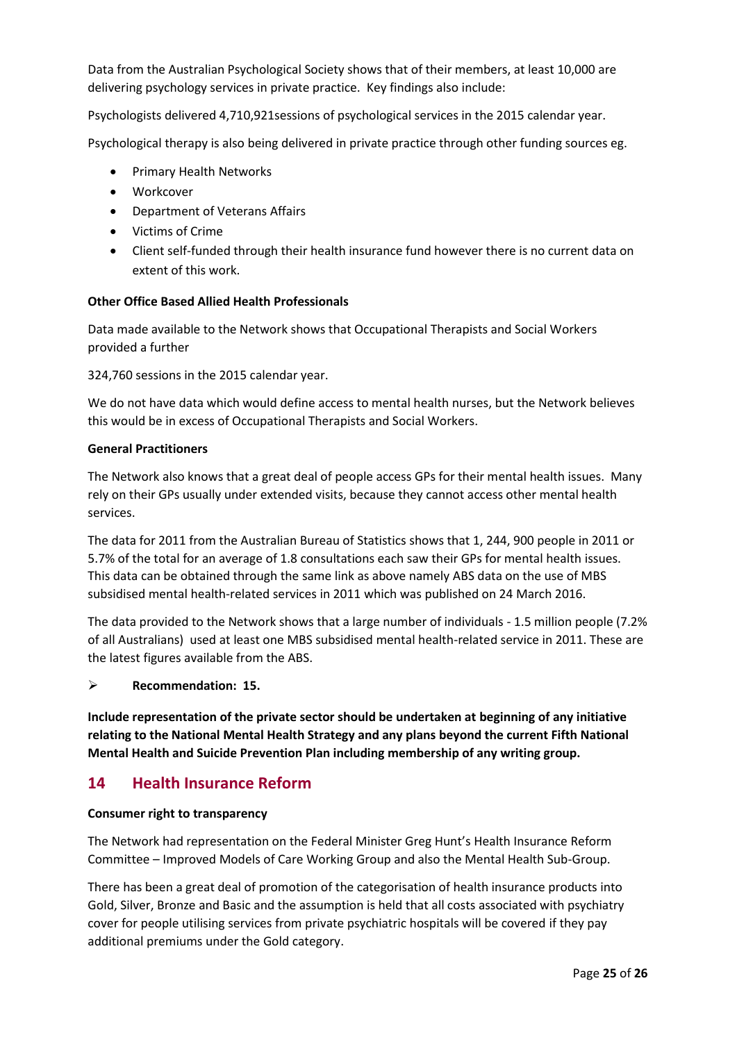Data from the Australian Psychological Society shows that of their members, at least 10,000 are delivering psychology services in private practice. Key findings also include:

Psychologists delivered 4,710,921sessions of psychological services in the 2015 calendar year.

Psychological therapy is also being delivered in private practice through other funding sources eg.

- Primary Health Networks
- Workcover
- Department of Veterans Affairs
- Victims of Crime
- Client self-funded through their health insurance fund however there is no current data on extent of this work.

**Other Office Based Allied Health Professionals**

Data made available to the Network shows that Occupational Therapists and Social Workers provided a further

324,760 sessions in the 2015 calendar year.

We do not have data which would define access to mental health nurses, but the Network believes this would be in excess of Occupational Therapists and Social Workers.

**General Practitioners**

The Network also knows that a great deal of people access GPs for their mental health issues. Many rely on their GPs usually under extended visits, because they cannot access other mental health services.

The data for 2011 from the Australian Bureau of Statistics shows that 1, 244, 900 people in 2011 or 5.7% of the total for an average of 1.8 consultations each saw their GPs for mental health issues. This data can be obtained through the same link as above namely ABS data on the use of MBS subsidised mental health-related services in 2011 which was published on 24 March 2016.

The data provided to the Network shows that a large number of individuals - 1.5 million people (7.2% of all Australians) used at least one MBS subsidised mental health-related service in 2011. These are the latest figures available from the ABS.

- **Recommendation: 15.**

**Include representation of the private sector should be undertaken at beginning of any initiative relating to the National Mental Health Strategy and any plans beyond the current Fifth National Mental Health and Suicide Prevention Plan including membership of any writing group.**

## 14 Health Insurance Reform

**Consumer right to transparency**

The Network had representation on the Federal Minister Greg Hunt's Health Insurance Reform Committee – Improved Models of Care Working Group and also the Mental Health Sub-Group.

There has been a great deal of promotion of the categorisation of health insurance products into Gold, Silver, Bronze and Basic and the assumption is held that all costs associated with psychiatry cover for people utilising services from private psychiatric hospitals will be covered if they pay additional premiums under the Gold category.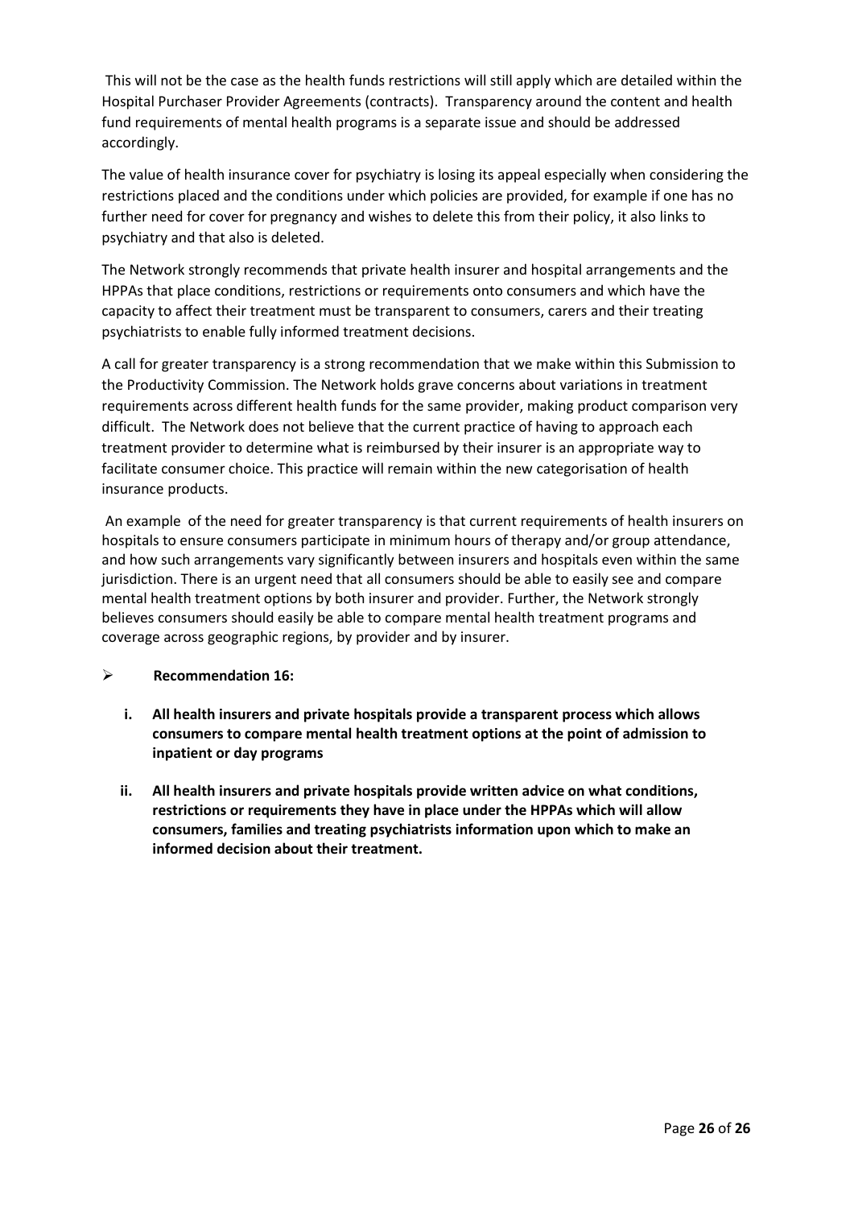This will not be the case as the health funds restrictions will still apply which are detailed within the Hospital Purchaser Provider Agreements (contracts). Transparency around the content and health fund requirements of mental health programs is a separate issue and should be addressed accordingly.

The value of health insurance cover for psychiatry is losing its appeal especially when considering the restrictions placed and the conditions under which policies are provided, for example if one has no further need for cover for pregnancy and wishes to delete this from their policy, it also links to psychiatry and that also is deleted.

The Network strongly recommends that private health insurer and hospital arrangements and the HPPAs that place conditions, restrictions or requirements onto consumers and which have the capacity to affect their treatment must be transparent to consumers, carers and their treating psychiatrists to enable fully informed treatment decisions.

A call for greater transparency is a strong recommendation that we make within this Submission to the Productivity Commission. The Network holds grave concerns about variations in treatment requirements across different health funds for the same provider, making product comparison very difficult. The Network does not believe that the current practice of having to approach each treatment provider to determine what is reimbursed by their insurer is an appropriate way to facilitate consumer choice. This practice will remain within the new categorisation of health insurance products.

An example of the need for greater transparency is that current requirements of health insurers on hospitals to ensure consumers participate in minimum hours of therapy and/or group attendance, and how such arrangements vary significantly between insurers and hospitals even within the same jurisdiction. There is an urgent need that all consumers should be able to easily see and compare mental health treatment options by both insurer and provider. Further, the Network strongly believes consumers should easily be able to compare mental health treatment programs and coverage across geographic regions, by provider and by insurer.

- **Recommendation 16:**

  i. **All health insurers and private hospitals provide a transparent process which allows consumers to compare mental health treatment options at the point of admission to inpatient or day programs**

  ii. **All health insurers and private hospitals provide written advice on what conditions, restrictions or requirements they have in place under the HPPAs which will allow consumers, families and treating psychiatrists information upon which to make an informed decision about their treatment.**